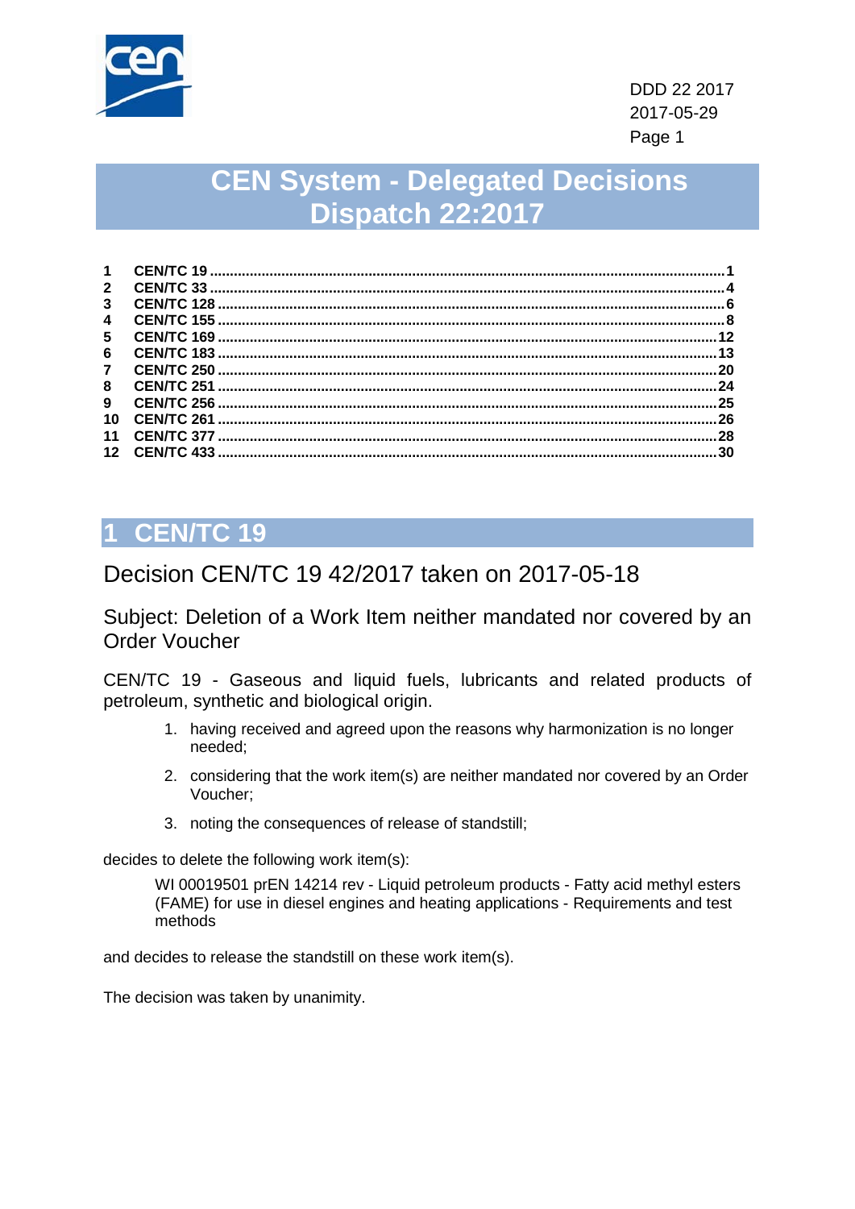DDD 22 2017
2017-05-29

# CEN System - Delegated Decisions Dispatch 22:2017

| | | |
|---|---|---|
| 1 | CEN/TC 19 | 1 |
| 2 | CEN/TC 33 | 4 |
| 3 | CEN/TC 128 | 6 |
| 4 | CEN/TC 155 | 8 |
| 5 | CEN/TC 169 | 12 |
| 6 | CEN/TC 183 | 13 |
| 7 | CEN/TC 250 | 20 |
| 8 | CEN/TC 251 | 24 |
| 9 | CEN/TC 256 | 25 |
| 10 | CEN/TC 261 | 26 |
| 11 | CEN/TC 377 | 28 |
| 12 | CEN/TC 433 | 30 |

## 1 CEN/TC 19

### Decision CEN/TC 19 42/2017 taken on 2017-05-18

### Subject: Deletion of a Work Item neither mandated nor covered by an Order Voucher

CEN/TC 19 - Gaseous and liquid fuels, lubricants and related products of petroleum, synthetic and biological origin.

1. having received and agreed upon the reasons why harmonization is no longer needed;
2. considering that the work item(s) are neither mandated nor covered by an Order Voucher;
3. noting the consequences of release of standstill;

decides to delete the following work item(s):

> WI 00019501 prEN 14214 rev - Liquid petroleum products - Fatty acid methyl esters (FAME) for use in diesel engines and heating applications - Requirements and test methods

and decides to release the standstill on these work item(s).

The decision was taken by unanimity.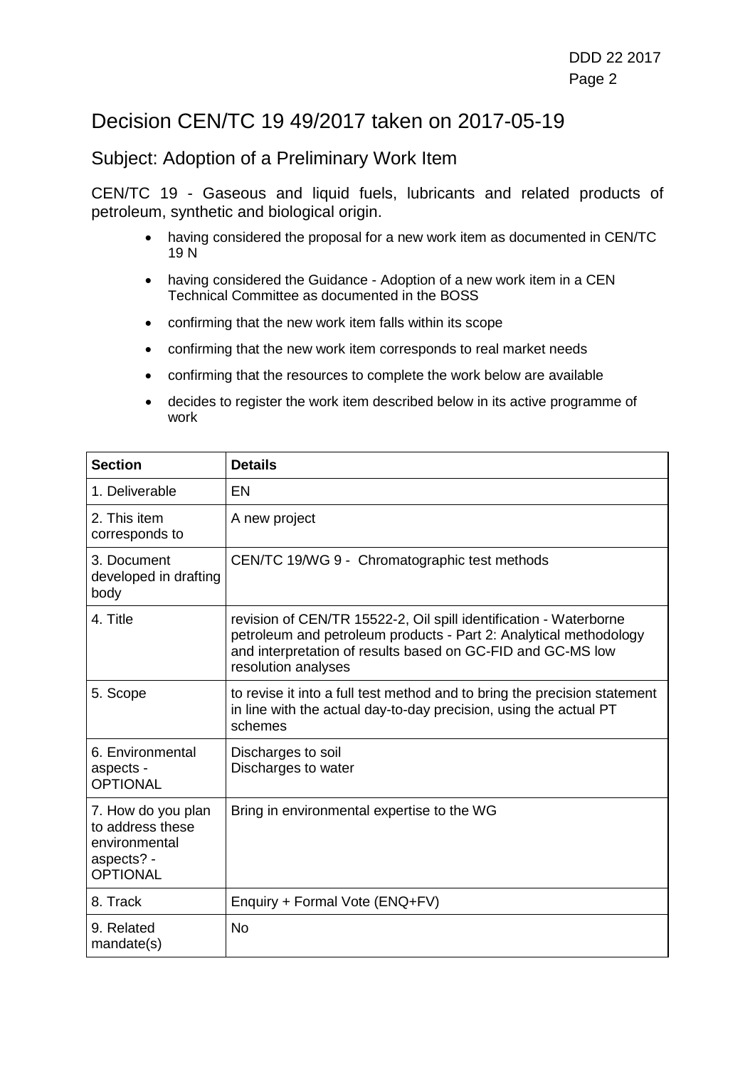# Decision CEN/TC 19 49/2017 taken on 2017-05-19

## Subject: Adoption of a Preliminary Work Item

CEN/TC 19 - Gaseous and liquid fuels, lubricants and related products of petroleum, synthetic and biological origin.

- having considered the proposal for a new work item as documented in CEN/TC 19 N
- having considered the Guidance - Adoption of a new work item in a CEN Technical Committee as documented in the BOSS
- confirming that the new work item falls within its scope
- confirming that the new work item corresponds to real market needs
- confirming that the resources to complete the work below are available
- decides to register the work item described below in its active programme of work

| Section | Details |
| --- | --- |
| 1. Deliverable | EN |
| 2. This item corresponds to | A new project |
| 3. Document developed in drafting body | CEN/TC 19/WG 9 - Chromatographic test methods |
| 4. Title | revision of CEN/TR 15522-2, Oil spill identification - Waterborne petroleum and petroleum products - Part 2: Analytical methodology and interpretation of results based on GC-FID and GC-MS low resolution analyses |
| 5. Scope | to revise it into a full test method and to bring the precision statement in line with the actual day-to-day precision, using the actual PT schemes |
| 6. Environmental aspects - OPTIONAL | Discharges to soil<br>Discharges to water |
| 7. How do you plan to address these environmental aspects? - OPTIONAL | Bring in environmental expertise to the WG |
| 8. Track | Enquiry + Formal Vote (ENQ+FV) |
| 9. Related mandate(s) | No |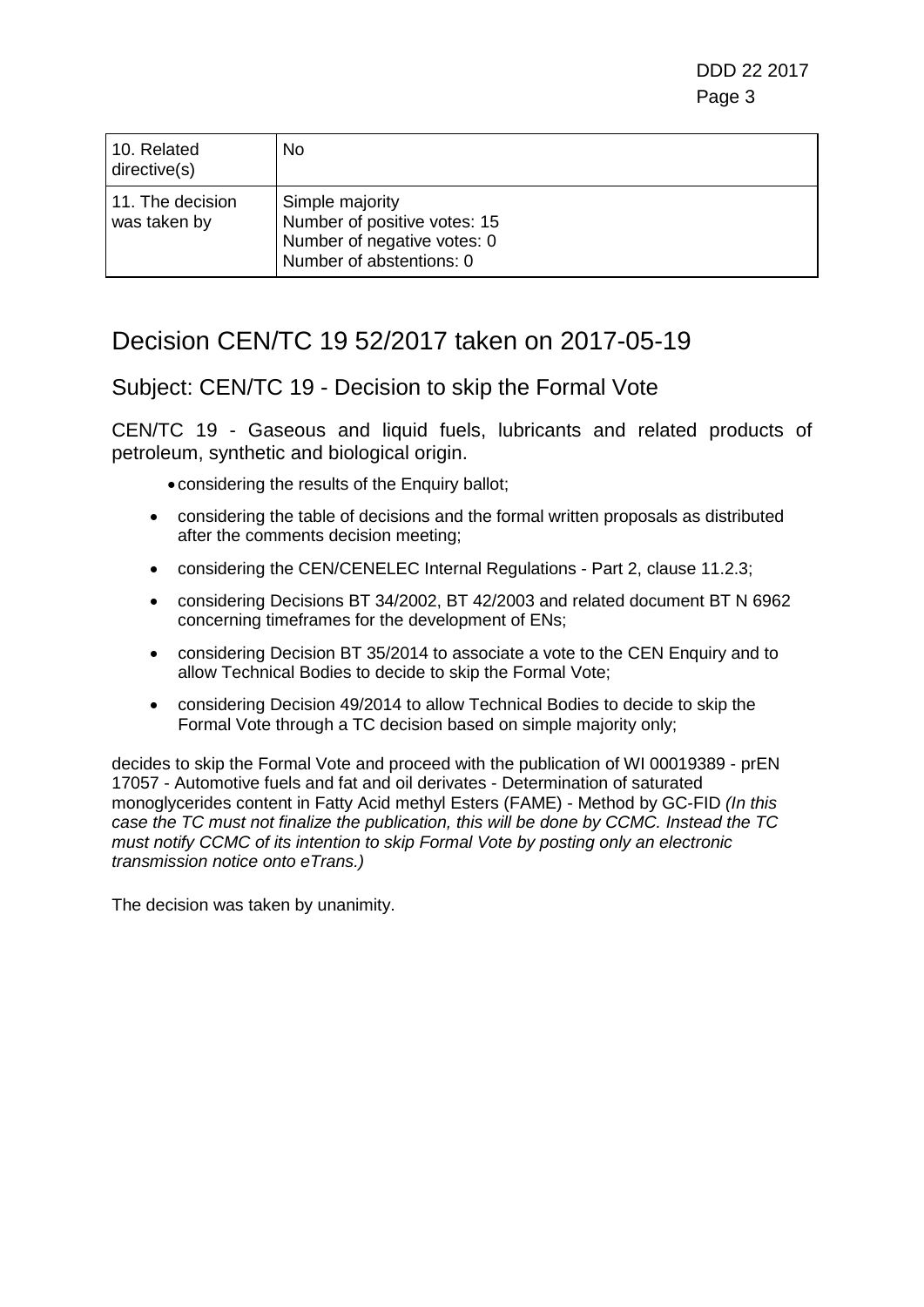| 10. Related directive(s) | No |
|---|---|
| 11. The decision was taken by | Simple majority<br>Number of positive votes: 15<br>Number of negative votes: 0<br>Number of abstentions: 0 |

# Decision CEN/TC 19 52/2017 taken on 2017-05-19

## Subject: CEN/TC 19 - Decision to skip the Formal Vote

CEN/TC 19 - Gaseous and liquid fuels, lubricants and related products of petroleum, synthetic and biological origin.

- considering the results of the Enquiry ballot;
- considering the table of decisions and the formal written proposals as distributed after the comments decision meeting;
- considering the CEN/CENELEC Internal Regulations - Part 2, clause 11.2.3;
- considering Decisions BT 34/2002, BT 42/2003 and related document BT N 6962 concerning timeframes for the development of ENs;
- considering Decision BT 35/2014 to associate a vote to the CEN Enquiry and to allow Technical Bodies to decide to skip the Formal Vote;
- considering Decision 49/2014 to allow Technical Bodies to decide to skip the Formal Vote through a TC decision based on simple majority only;

decides to skip the Formal Vote and proceed with the publication of WI 00019389 - prEN 17057 - Automotive fuels and fat and oil derivates - Determination of saturated monoglycerides content in Fatty Acid methyl Esters (FAME) - Method by GC-FID *(In this case the TC must not finalize the publication, this will be done by CCMC. Instead the TC must notify CCMC of its intention to skip Formal Vote by posting only an electronic transmission notice onto eTrans.)*

The decision was taken by unanimity.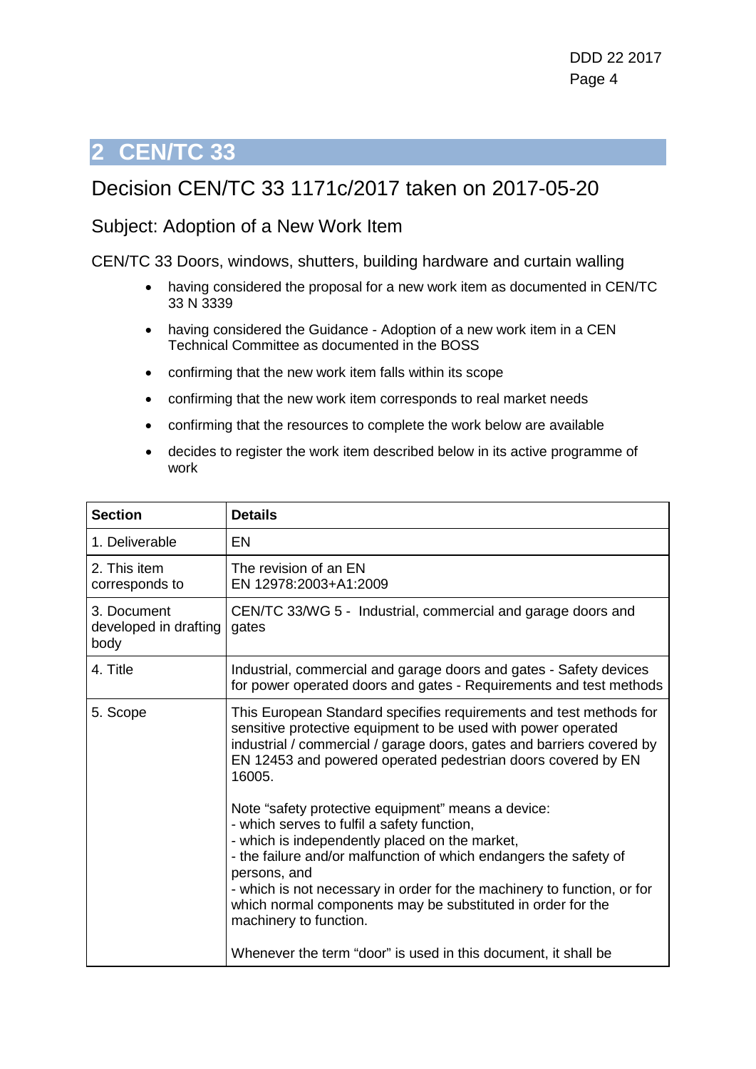# 2 CEN/TC 33

## Decision CEN/TC 33 1171c/2017 taken on 2017-05-20

### Subject: Adoption of a New Work Item

CEN/TC 33 Doors, windows, shutters, building hardware and curtain walling

- having considered the proposal for a new work item as documented in CEN/TC 33 N 3339
- having considered the Guidance - Adoption of a new work item in a CEN Technical Committee as documented in the BOSS
- confirming that the new work item falls within its scope
- confirming that the new work item corresponds to real market needs
- confirming that the resources to complete the work below are available
- decides to register the work item described below in its active programme of work

| Section | Details |
|---|---|
| 1. Deliverable | EN |
| 2. This item corresponds to | The revision of an EN<br>EN 12978:2003+A1:2009 |
| 3. Document developed in drafting body | CEN/TC 33/WG 5 - Industrial, commercial and garage doors and gates |
| 4. Title | Industrial, commercial and garage doors and gates - Safety devices for power operated doors and gates - Requirements and test methods |
| 5. Scope | This European Standard specifies requirements and test methods for sensitive protective equipment to be used with power operated industrial / commercial / garage doors, gates and barriers covered by EN 12453 and powered operated pedestrian doors covered by EN 16005.<br><br>Note "safety protective equipment" means a device:<br>- which serves to fulfil a safety function,<br>- which is independently placed on the market,<br>- the failure and/or malfunction of which endangers the safety of persons, and<br>- which is not necessary in order for the machinery to function, or for which normal components may be substituted in order for the machinery to function.<br><br>Whenever the term "door" is used in this document, it shall be |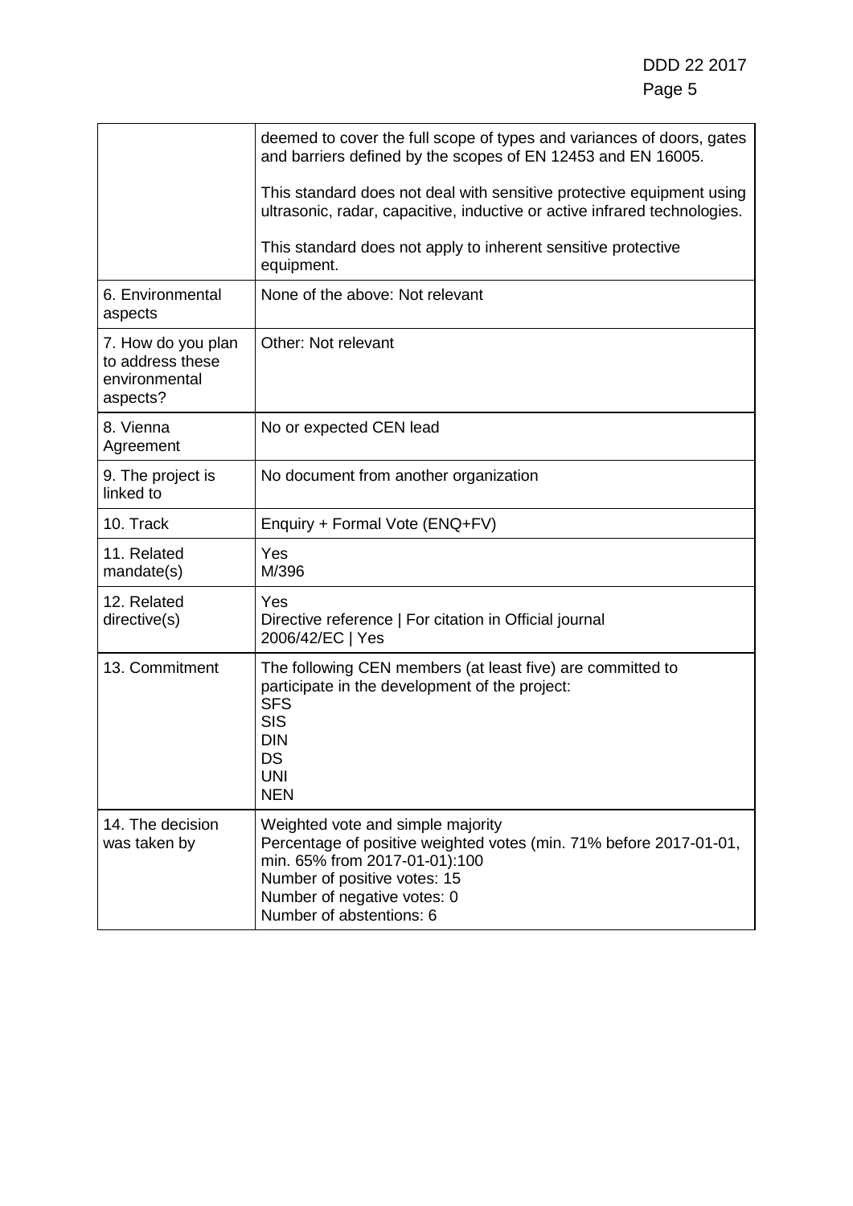| | |
|---|---|
| | deemed to cover the full scope of types and variances of doors, gates and barriers defined by the scopes of EN 12453 and EN 16005.<br><br>This standard does not deal with sensitive protective equipment using ultrasonic, radar, capacitive, inductive or active infrared technologies.<br><br>This standard does not apply to inherent sensitive protective equipment. |
| 6. Environmental aspects | None of the above: Not relevant |
| 7. How do you plan to address these environmental aspects? | Other: Not relevant |
| 8. Vienna Agreement | No or expected CEN lead |
| 9. The project is linked to | No document from another organization |
| 10. Track | Enquiry + Formal Vote (ENQ+FV) |
| 11. Related mandate(s) | Yes<br>M/396 |
| 12. Related directive(s) | Yes<br>Directive reference \| For citation in Official journal<br>2006/42/EC \| Yes |
| 13. Commitment | The following CEN members (at least five) are committed to participate in the development of the project:<br>SFS<br>SIS<br>DIN<br>DS<br>UNI<br>NEN |
| 14. The decision was taken by | Weighted vote and simple majority<br>Percentage of positive weighted votes (min. 71% before 2017-01-01, min. 65% from 2017-01-01):100<br>Number of positive votes: 15<br>Number of negative votes: 0<br>Number of abstentions: 6 |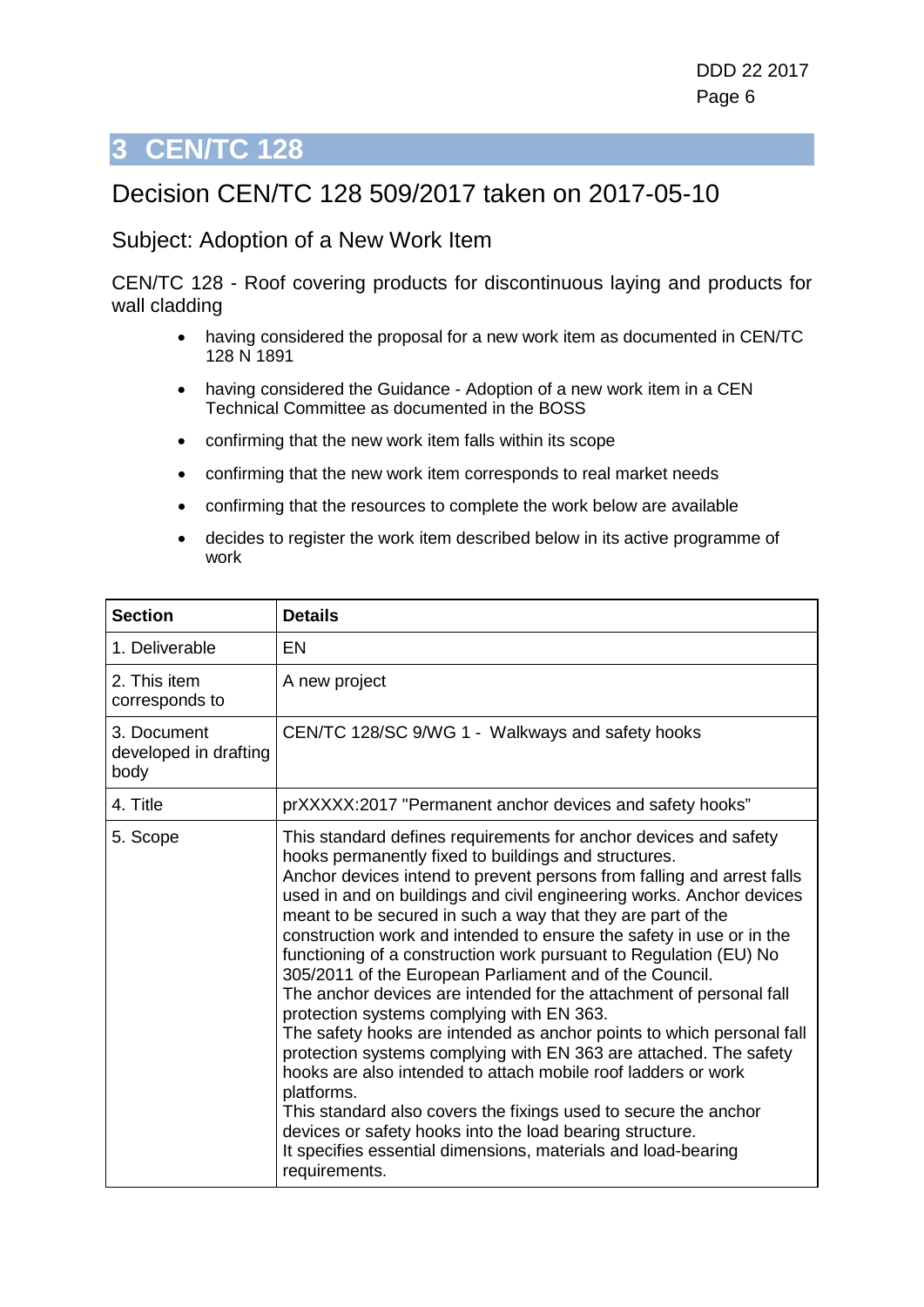# 3 CEN/TC 128

## Decision CEN/TC 128 509/2017 taken on 2017-05-10

### Subject: Adoption of a New Work Item

CEN/TC 128 - Roof covering products for discontinuous laying and products for wall cladding

- having considered the proposal for a new work item as documented in CEN/TC 128 N 1891
- having considered the Guidance - Adoption of a new work item in a CEN Technical Committee as documented in the BOSS
- confirming that the new work item falls within its scope
- confirming that the new work item corresponds to real market needs
- confirming that the resources to complete the work below are available
- decides to register the work item described below in its active programme of work

| Section | Details |
|---|---|
| 1. Deliverable | EN |
| 2. This item corresponds to | A new project |
| 3. Document developed in drafting body | CEN/TC 128/SC 9/WG 1 - Walkways and safety hooks |
| 4. Title | prXXXXX:2017 "Permanent anchor devices and safety hooks" |
| 5. Scope | This standard defines requirements for anchor devices and safety hooks permanently fixed to buildings and structures.<br>Anchor devices intend to prevent persons from falling and arrest falls used in and on buildings and civil engineering works. Anchor devices meant to be secured in such a way that they are part of the construction work and intended to ensure the safety in use or in the functioning of a construction work pursuant to Regulation (EU) No 305/2011 of the European Parliament and of the Council.<br>The anchor devices are intended for the attachment of personal fall protection systems complying with EN 363.<br>The safety hooks are intended as anchor points to which personal fall protection systems complying with EN 363 are attached. The safety hooks are also intended to attach mobile roof ladders or work platforms.<br>This standard also covers the fixings used to secure the anchor devices or safety hooks into the load bearing structure.<br>It specifies essential dimensions, materials and load-bearing requirements. |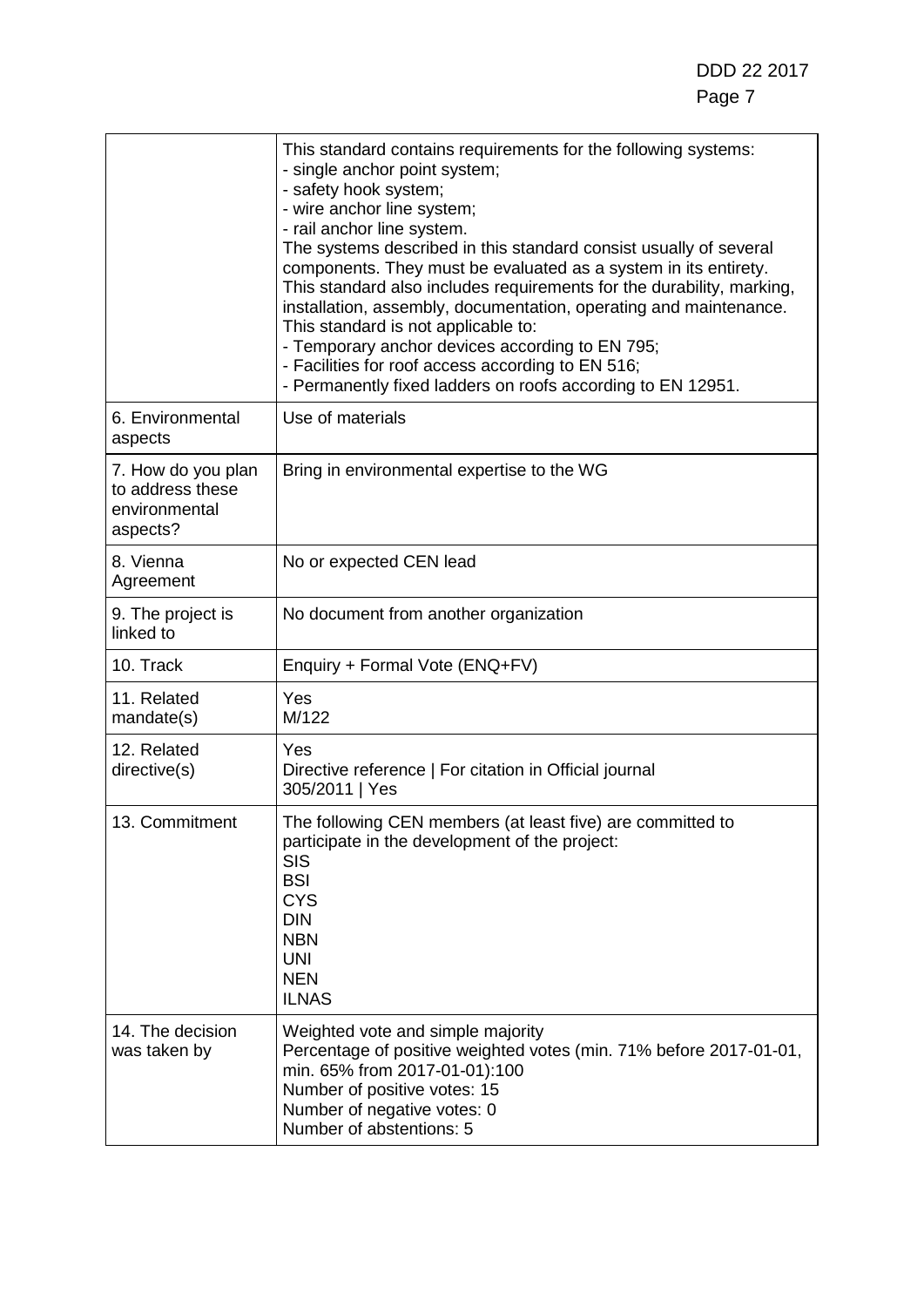| | |
|---|---|
| | This standard contains requirements for the following systems:<br>- single anchor point system;<br>- safety hook system;<br>- wire anchor line system;<br>- rail anchor line system.<br>The systems described in this standard consist usually of several components. They must be evaluated as a system in its entirety.<br>This standard also includes requirements for the durability, marking, installation, assembly, documentation, operating and maintenance.<br>This standard is not applicable to:<br>- Temporary anchor devices according to EN 795;<br>- Facilities for roof access according to EN 516;<br>- Permanently fixed ladders on roofs according to EN 12951. |
| 6. Environmental aspects | Use of materials |
| 7. How do you plan to address these environmental aspects? | Bring in environmental expertise to the WG |
| 8. Vienna Agreement | No or expected CEN lead |
| 9. The project is linked to | No document from another organization |
| 10. Track | Enquiry + Formal Vote (ENQ+FV) |
| 11. Related mandate(s) | Yes<br>M/122 |
| 12. Related directive(s) | Yes<br>Directive reference \| For citation in Official journal<br>305/2011 \| Yes |
| 13. Commitment | The following CEN members (at least five) are committed to participate in the development of the project:<br>SIS<br>BSI<br>CYS<br>DIN<br>NBN<br>UNI<br>NEN<br>ILNAS |
| 14. The decision was taken by | Weighted vote and simple majority<br>Percentage of positive weighted votes (min. 71% before 2017-01-01, min. 65% from 2017-01-01):100<br>Number of positive votes: 15<br>Number of negative votes: 0<br>Number of abstentions: 5 |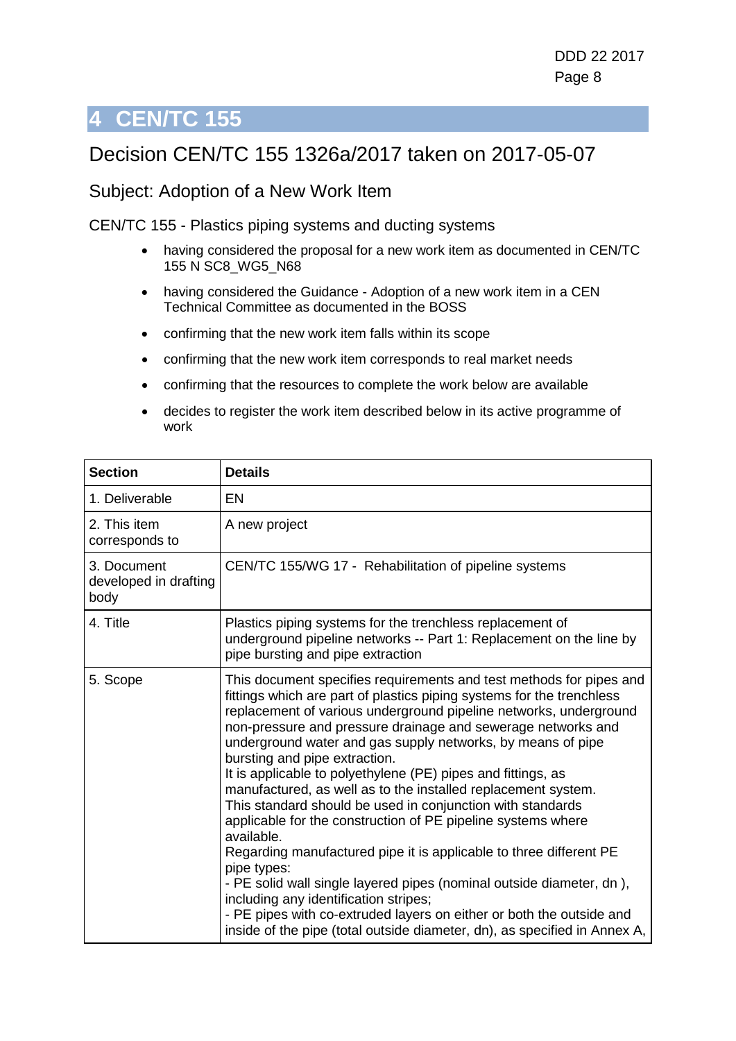# 4 CEN/TC 155

## Decision CEN/TC 155 1326a/2017 taken on 2017-05-07

### Subject: Adoption of a New Work Item

CEN/TC 155 - Plastics piping systems and ducting systems

- having considered the proposal for a new work item as documented in CEN/TC 155 N SC8_WG5_N68
- having considered the Guidance - Adoption of a new work item in a CEN Technical Committee as documented in the BOSS
- confirming that the new work item falls within its scope
- confirming that the new work item corresponds to real market needs
- confirming that the resources to complete the work below are available
- decides to register the work item described below in its active programme of work

| Section | Details |
|---|---|
| 1. Deliverable | EN |
| 2. This item corresponds to | A new project |
| 3. Document developed in drafting body | CEN/TC 155/WG 17 - Rehabilitation of pipeline systems |
| 4. Title | Plastics piping systems for the trenchless replacement of underground pipeline networks -- Part 1: Replacement on the line by pipe bursting and pipe extraction |
| 5. Scope | This document specifies requirements and test methods for pipes and fittings which are part of plastics piping systems for the trenchless replacement of various underground pipeline networks, underground non-pressure and pressure drainage and sewerage networks and underground water and gas supply networks, by means of pipe bursting and pipe extraction.<br>It is applicable to polyethylene (PE) pipes and fittings, as manufactured, as well as to the installed replacement system.<br>This standard should be used in conjunction with standards applicable for the construction of PE pipeline systems where available.<br>Regarding manufactured pipe it is applicable to three different PE pipe types:<br>- PE solid wall single layered pipes (nominal outside diameter, dn ), including any identification stripes;<br>- PE pipes with co-extruded layers on either or both the outside and inside of the pipe (total outside diameter, dn), as specified in Annex A, |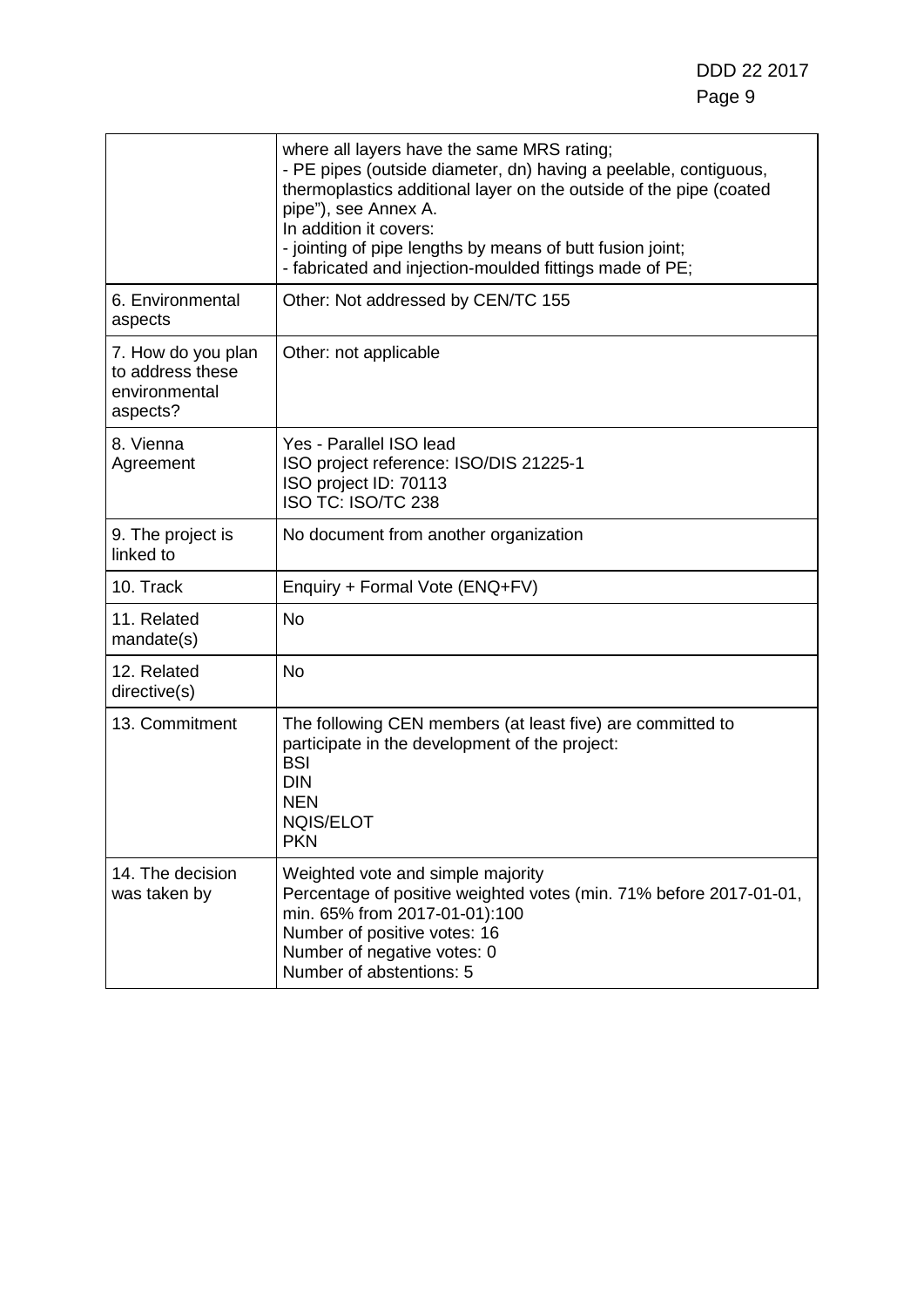| | |
|---|---|
| | where all layers have the same MRS rating;<br>- PE pipes (outside diameter, dn) having a peelable, contiguous, thermoplastics additional layer on the outside of the pipe (coated pipe"), see Annex A.<br>In addition it covers:<br>- jointing of pipe lengths by means of butt fusion joint;<br>- fabricated and injection-moulded fittings made of PE; |
| 6. Environmental aspects | Other: Not addressed by CEN/TC 155 |
| 7. How do you plan to address these environmental aspects? | Other: not applicable |
| 8. Vienna Agreement | Yes - Parallel ISO lead<br>ISO project reference: ISO/DIS 21225-1<br>ISO project ID: 70113<br>ISO TC: ISO/TC 238 |
| 9. The project is linked to | No document from another organization |
| 10. Track | Enquiry + Formal Vote (ENQ+FV) |
| 11. Related mandate(s) | No |
| 12. Related directive(s) | No |
| 13. Commitment | The following CEN members (at least five) are committed to participate in the development of the project:<br>BSI<br>DIN<br>NEN<br>NQIS/ELOT<br>PKN |
| 14. The decision was taken by | Weighted vote and simple majority<br>Percentage of positive weighted votes (min. 71% before 2017-01-01, min. 65% from 2017-01-01):100<br>Number of positive votes: 16<br>Number of negative votes: 0<br>Number of abstentions: 5 |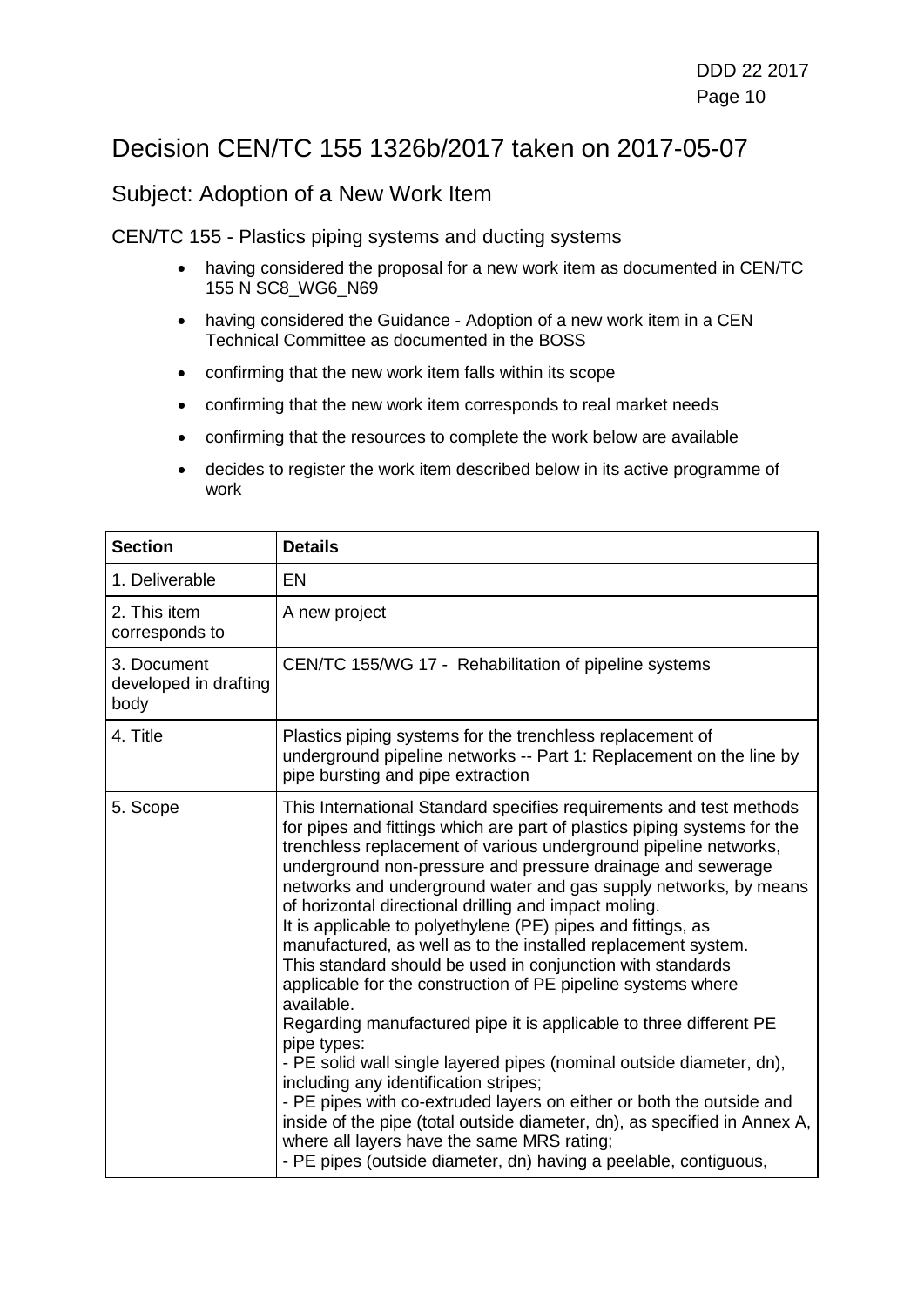# Decision CEN/TC 155 1326b/2017 taken on 2017-05-07

## Subject: Adoption of a New Work Item

CEN/TC 155 - Plastics piping systems and ducting systems

- having considered the proposal for a new work item as documented in CEN/TC 155 N SC8_WG6_N69
- having considered the Guidance - Adoption of a new work item in a CEN Technical Committee as documented in the BOSS
- confirming that the new work item falls within its scope
- confirming that the new work item corresponds to real market needs
- confirming that the resources to complete the work below are available
- decides to register the work item described below in its active programme of work

| Section | Details |
|---|---|
| 1. Deliverable | EN |
| 2. This item corresponds to | A new project |
| 3. Document developed in drafting body | CEN/TC 155/WG 17 - Rehabilitation of pipeline systems |
| 4. Title | Plastics piping systems for the trenchless replacement of underground pipeline networks -- Part 1: Replacement on the line by pipe bursting and pipe extraction |
| 5. Scope | This International Standard specifies requirements and test methods for pipes and fittings which are part of plastics piping systems for the trenchless replacement of various underground pipeline networks, underground non-pressure and pressure drainage and sewerage networks and underground water and gas supply networks, by means of horizontal directional drilling and impact moling.<br>It is applicable to polyethylene (PE) pipes and fittings, as manufactured, as well as to the installed replacement system.<br>This standard should be used in conjunction with standards applicable for the construction of PE pipeline systems where available.<br>Regarding manufactured pipe it is applicable to three different PE pipe types:<br>- PE solid wall single layered pipes (nominal outside diameter, dn), including any identification stripes;<br>- PE pipes with co-extruded layers on either or both the outside and inside of the pipe (total outside diameter, dn), as specified in Annex A, where all layers have the same MRS rating;<br>- PE pipes (outside diameter, dn) having a peelable, contiguous, |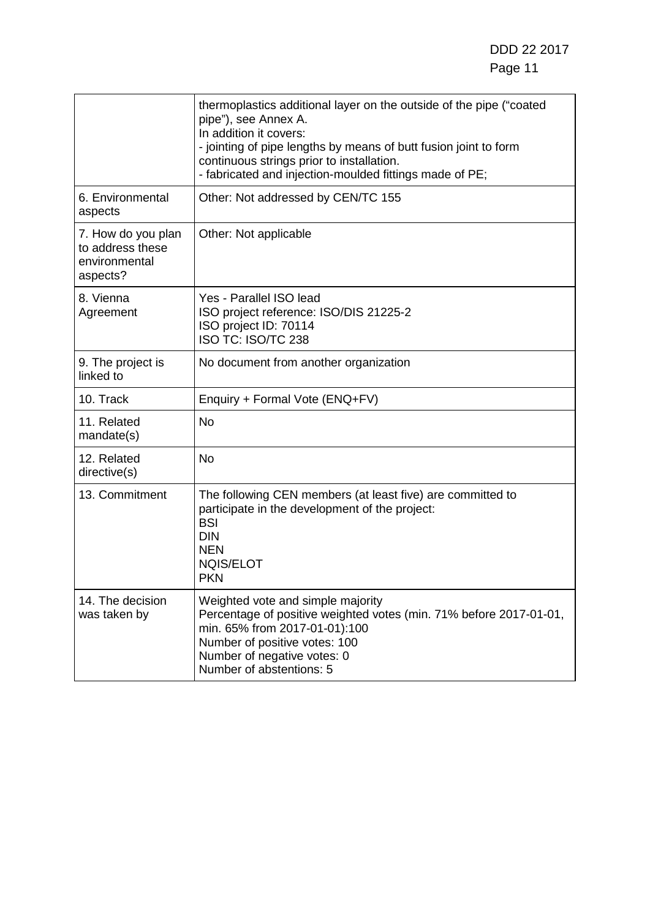| | |
|---|---|
| | thermoplastics additional layer on the outside of the pipe ("coated pipe"), see Annex A.<br>In addition it covers:<br>- jointing of pipe lengths by means of butt fusion joint to form continuous strings prior to installation.<br>- fabricated and injection-moulded fittings made of PE; |
| 6. Environmental aspects | Other: Not addressed by CEN/TC 155 |
| 7. How do you plan to address these environmental aspects? | Other: Not applicable |
| 8. Vienna Agreement | Yes - Parallel ISO lead<br>ISO project reference: ISO/DIS 21225-2<br>ISO project ID: 70114<br>ISO TC: ISO/TC 238 |
| 9. The project is linked to | No document from another organization |
| 10. Track | Enquiry + Formal Vote (ENQ+FV) |
| 11. Related mandate(s) | No |
| 12. Related directive(s) | No |
| 13. Commitment | The following CEN members (at least five) are committed to participate in the development of the project:<br>BSI<br>DIN<br>NEN<br>NQIS/ELOT<br>PKN |
| 14. The decision was taken by | Weighted vote and simple majority<br>Percentage of positive weighted votes (min. 71% before 2017-01-01, min. 65% from 2017-01-01):100<br>Number of positive votes: 100<br>Number of negative votes: 0<br>Number of abstentions: 5 |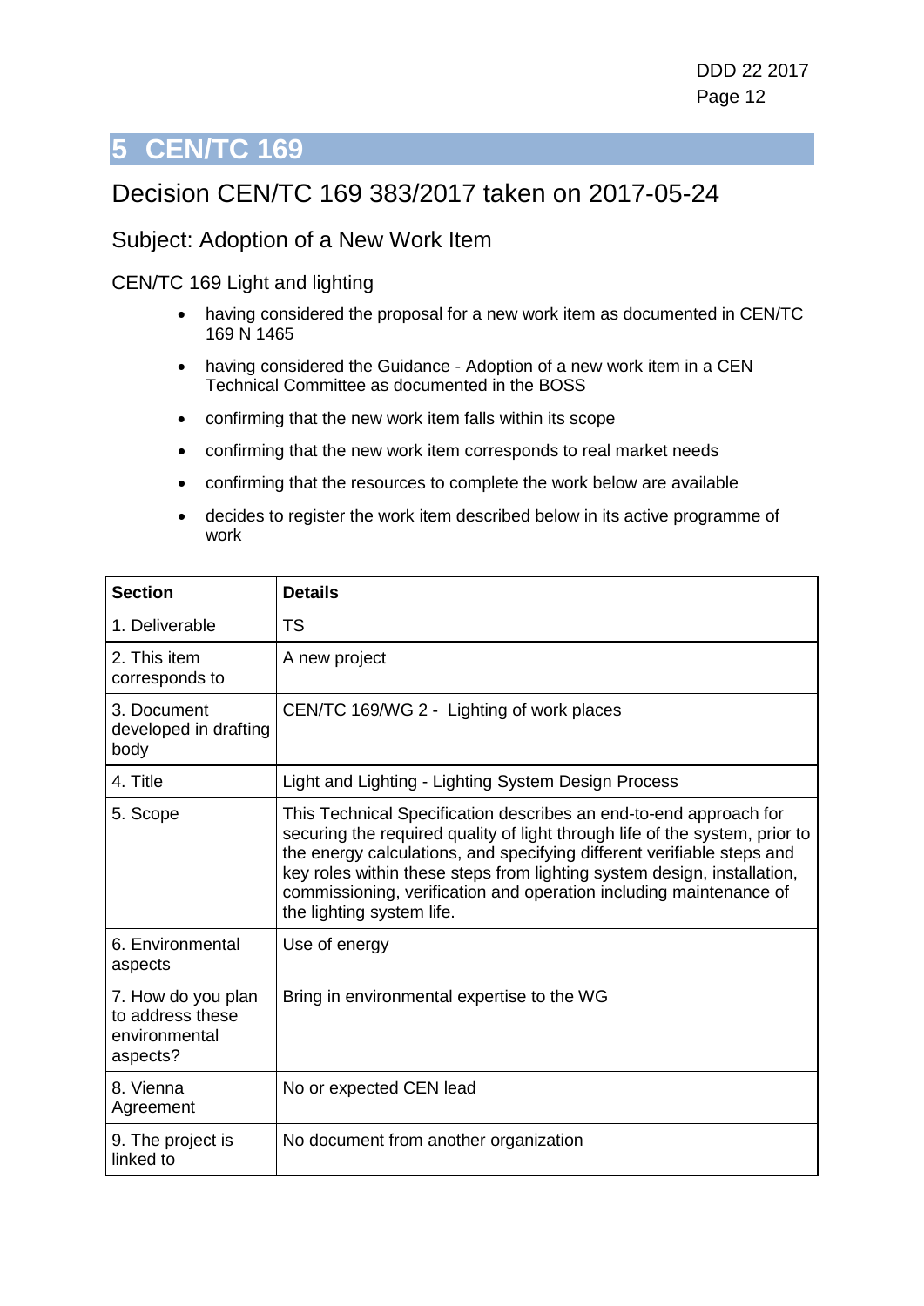# 5 CEN/TC 169

## Decision CEN/TC 169 383/2017 taken on 2017-05-24

### Subject: Adoption of a New Work Item

CEN/TC 169 Light and lighting

- having considered the proposal for a new work item as documented in CEN/TC 169 N 1465
- having considered the Guidance - Adoption of a new work item in a CEN Technical Committee as documented in the BOSS
- confirming that the new work item falls within its scope
- confirming that the new work item corresponds to real market needs
- confirming that the resources to complete the work below are available
- decides to register the work item described below in its active programme of work

| Section | Details |
|---|---|
| 1. Deliverable | TS |
| 2. This item corresponds to | A new project |
| 3. Document developed in drafting body | CEN/TC 169/WG 2 - Lighting of work places |
| 4. Title | Light and Lighting - Lighting System Design Process |
| 5. Scope | This Technical Specification describes an end-to-end approach for securing the required quality of light through life of the system, prior to the energy calculations, and specifying different verifiable steps and key roles within these steps from lighting system design, installation, commissioning, verification and operation including maintenance of the lighting system life. |
| 6. Environmental aspects | Use of energy |
| 7. How do you plan to address these environmental aspects? | Bring in environmental expertise to the WG |
| 8. Vienna Agreement | No or expected CEN lead |
| 9. The project is linked to | No document from another organization |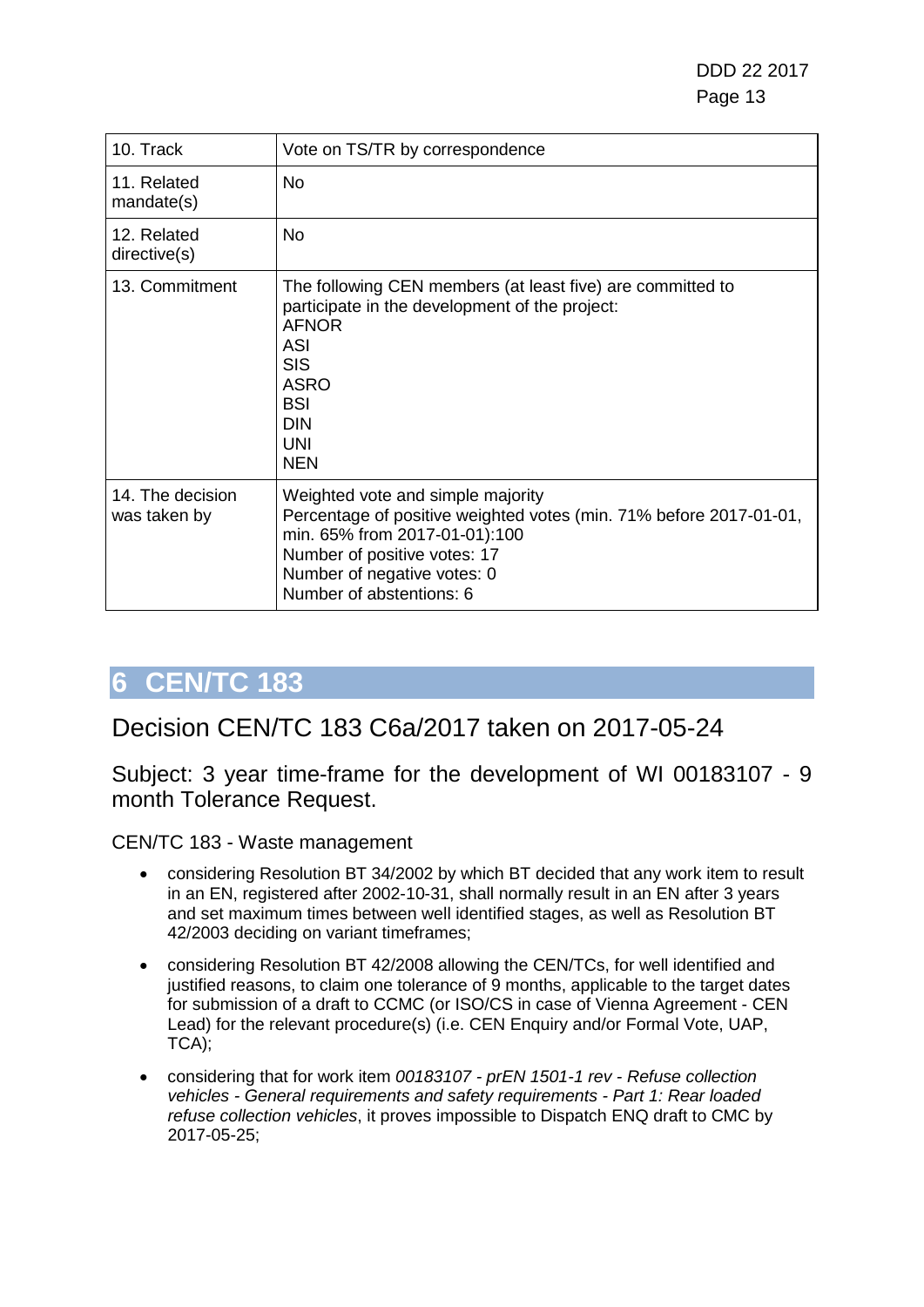| | |
|---|---|
| 10. Track | Vote on TS/TR by correspondence |
| 11. Related mandate(s) | No |
| 12. Related directive(s) | No |
| 13. Commitment | The following CEN members (at least five) are committed to participate in the development of the project:<br>AFNOR<br>ASI<br>SIS<br>ASRO<br>BSI<br>DIN<br>UNI<br>NEN |
| 14. The decision was taken by | Weighted vote and simple majority<br>Percentage of positive weighted votes (min. 71% before 2017-01-01, min. 65% from 2017-01-01):100<br>Number of positive votes: 17<br>Number of negative votes: 0<br>Number of abstentions: 6 |

# 6 CEN/TC 183

## Decision CEN/TC 183 C6a/2017 taken on 2017-05-24

### Subject: 3 year time-frame for the development of WI 00183107 - 9 month Tolerance Request.

CEN/TC 183 - Waste management

- considering Resolution BT 34/2002 by which BT decided that any work item to result in an EN, registered after 2002-10-31, shall normally result in an EN after 3 years and set maximum times between well identified stages, as well as Resolution BT 42/2003 deciding on variant timeframes;
- considering Resolution BT 42/2008 allowing the CEN/TCs, for well identified and justified reasons, to claim one tolerance of 9 months, applicable to the target dates for submission of a draft to CCMC (or ISO/CS in case of Vienna Agreement - CEN Lead) for the relevant procedure(s) (i.e. CEN Enquiry and/or Formal Vote, UAP, TCA);
- considering that for work item *00183107 - prEN 1501-1 rev - Refuse collection vehicles - General requirements and safety requirements - Part 1: Rear loaded refuse collection vehicles*, it proves impossible to Dispatch ENQ draft to CMC by 2017-05-25;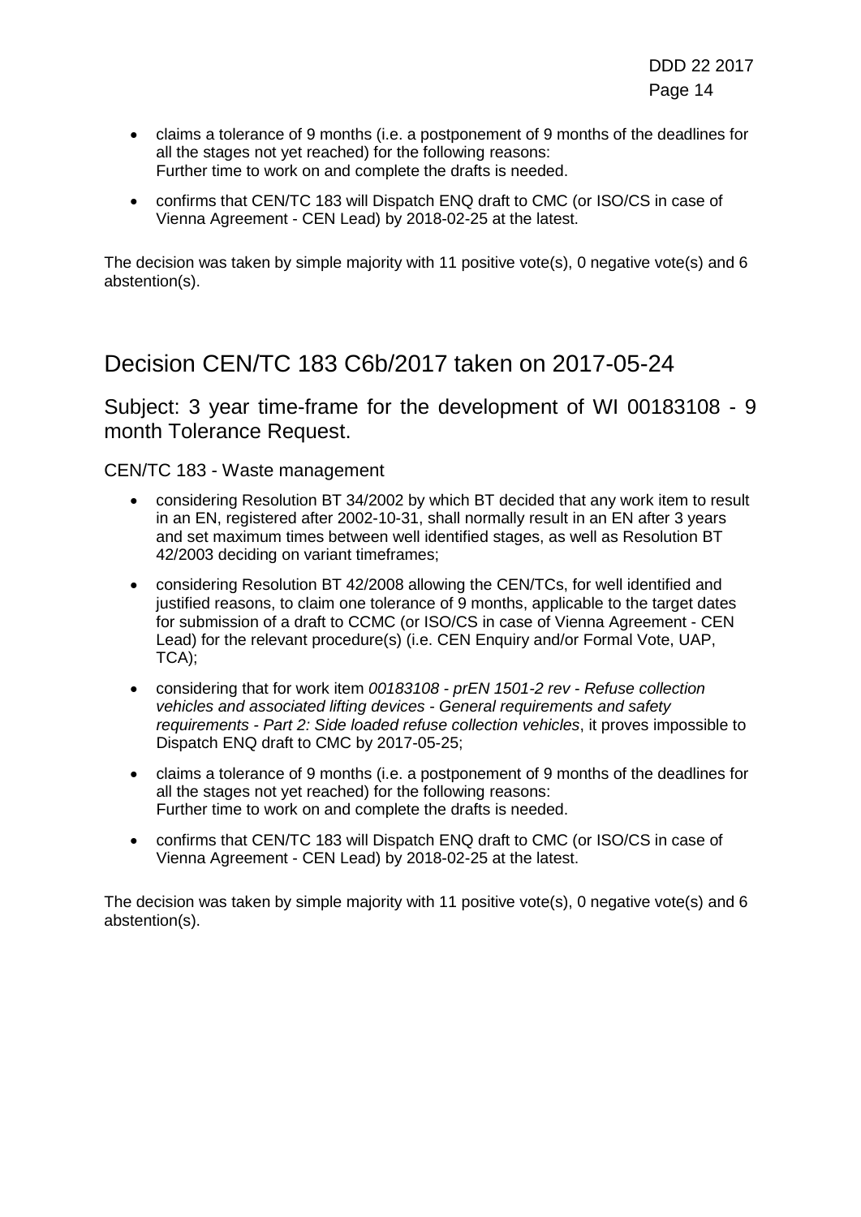- claims a tolerance of 9 months (i.e. a postponement of 9 months of the deadlines for all the stages not yet reached) for the following reasons:
  Further time to work on and complete the drafts is needed.
- confirms that CEN/TC 183 will Dispatch ENQ draft to CMC (or ISO/CS in case of Vienna Agreement - CEN Lead) by 2018-02-25 at the latest.

The decision was taken by simple majority with 11 positive vote(s), 0 negative vote(s) and 6 abstention(s).

# Decision CEN/TC 183 C6b/2017 taken on 2017-05-24

## Subject: 3 year time-frame for the development of WI 00183108 - 9 month Tolerance Request.

### CEN/TC 183 - Waste management

- considering Resolution BT 34/2002 by which BT decided that any work item to result in an EN, registered after 2002-10-31, shall normally result in an EN after 3 years and set maximum times between well identified stages, as well as Resolution BT 42/2003 deciding on variant timeframes;
- considering Resolution BT 42/2008 allowing the CEN/TCs, for well identified and justified reasons, to claim one tolerance of 9 months, applicable to the target dates for submission of a draft to CCMC (or ISO/CS in case of Vienna Agreement - CEN Lead) for the relevant procedure(s) (i.e. CEN Enquiry and/or Formal Vote, UAP, TCA);
- considering that for work item *00183108 - prEN 1501-2 rev - Refuse collection vehicles and associated lifting devices - General requirements and safety requirements - Part 2: Side loaded refuse collection vehicles*, it proves impossible to Dispatch ENQ draft to CMC by 2017-05-25;
- claims a tolerance of 9 months (i.e. a postponement of 9 months of the deadlines for all the stages not yet reached) for the following reasons:
  Further time to work on and complete the drafts is needed.
- confirms that CEN/TC 183 will Dispatch ENQ draft to CMC (or ISO/CS in case of Vienna Agreement - CEN Lead) by 2018-02-25 at the latest.

The decision was taken by simple majority with 11 positive vote(s), 0 negative vote(s) and 6 abstention(s).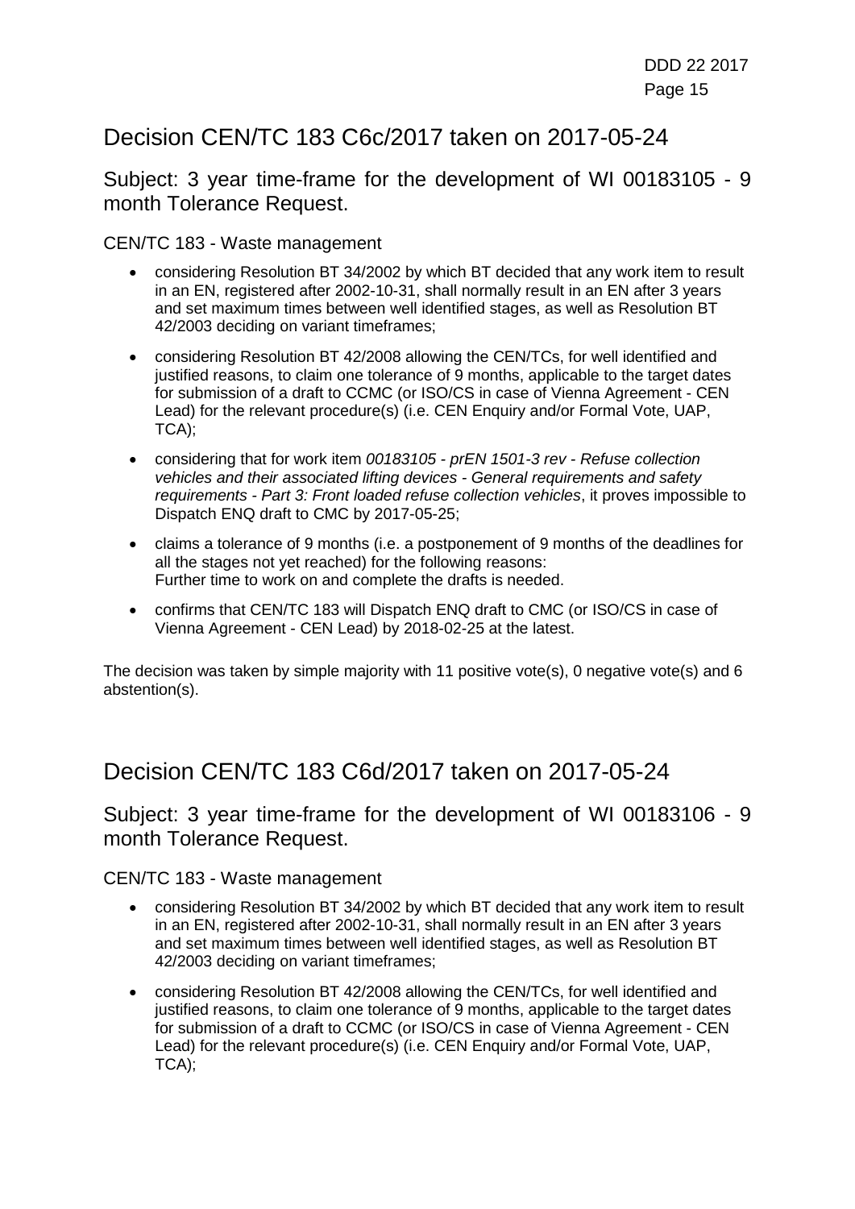# Decision CEN/TC 183 C6c/2017 taken on 2017-05-24

## Subject: 3 year time-frame for the development of WI 00183105 - 9 month Tolerance Request.

CEN/TC 183 - Waste management

- considering Resolution BT 34/2002 by which BT decided that any work item to result in an EN, registered after 2002-10-31, shall normally result in an EN after 3 years and set maximum times between well identified stages, as well as Resolution BT 42/2003 deciding on variant timeframes;
- considering Resolution BT 42/2008 allowing the CEN/TCs, for well identified and justified reasons, to claim one tolerance of 9 months, applicable to the target dates for submission of a draft to CCMC (or ISO/CS in case of Vienna Agreement - CEN Lead) for the relevant procedure(s) (i.e. CEN Enquiry and/or Formal Vote, UAP, TCA);
- considering that for work item *00183105 - prEN 1501-3 rev - Refuse collection vehicles and their associated lifting devices - General requirements and safety requirements - Part 3: Front loaded refuse collection vehicles*, it proves impossible to Dispatch ENQ draft to CMC by 2017-05-25;
- claims a tolerance of 9 months (i.e. a postponement of 9 months of the deadlines for all the stages not yet reached) for the following reasons:
  Further time to work on and complete the drafts is needed.
- confirms that CEN/TC 183 will Dispatch ENQ draft to CMC (or ISO/CS in case of Vienna Agreement - CEN Lead) by 2018-02-25 at the latest.

The decision was taken by simple majority with 11 positive vote(s), 0 negative vote(s) and 6 abstention(s).

# Decision CEN/TC 183 C6d/2017 taken on 2017-05-24

## Subject: 3 year time-frame for the development of WI 00183106 - 9 month Tolerance Request.

CEN/TC 183 - Waste management

- considering Resolution BT 34/2002 by which BT decided that any work item to result in an EN, registered after 2002-10-31, shall normally result in an EN after 3 years and set maximum times between well identified stages, as well as Resolution BT 42/2003 deciding on variant timeframes;
- considering Resolution BT 42/2008 allowing the CEN/TCs, for well identified and justified reasons, to claim one tolerance of 9 months, applicable to the target dates for submission of a draft to CCMC (or ISO/CS in case of Vienna Agreement - CEN Lead) for the relevant procedure(s) (i.e. CEN Enquiry and/or Formal Vote, UAP, TCA);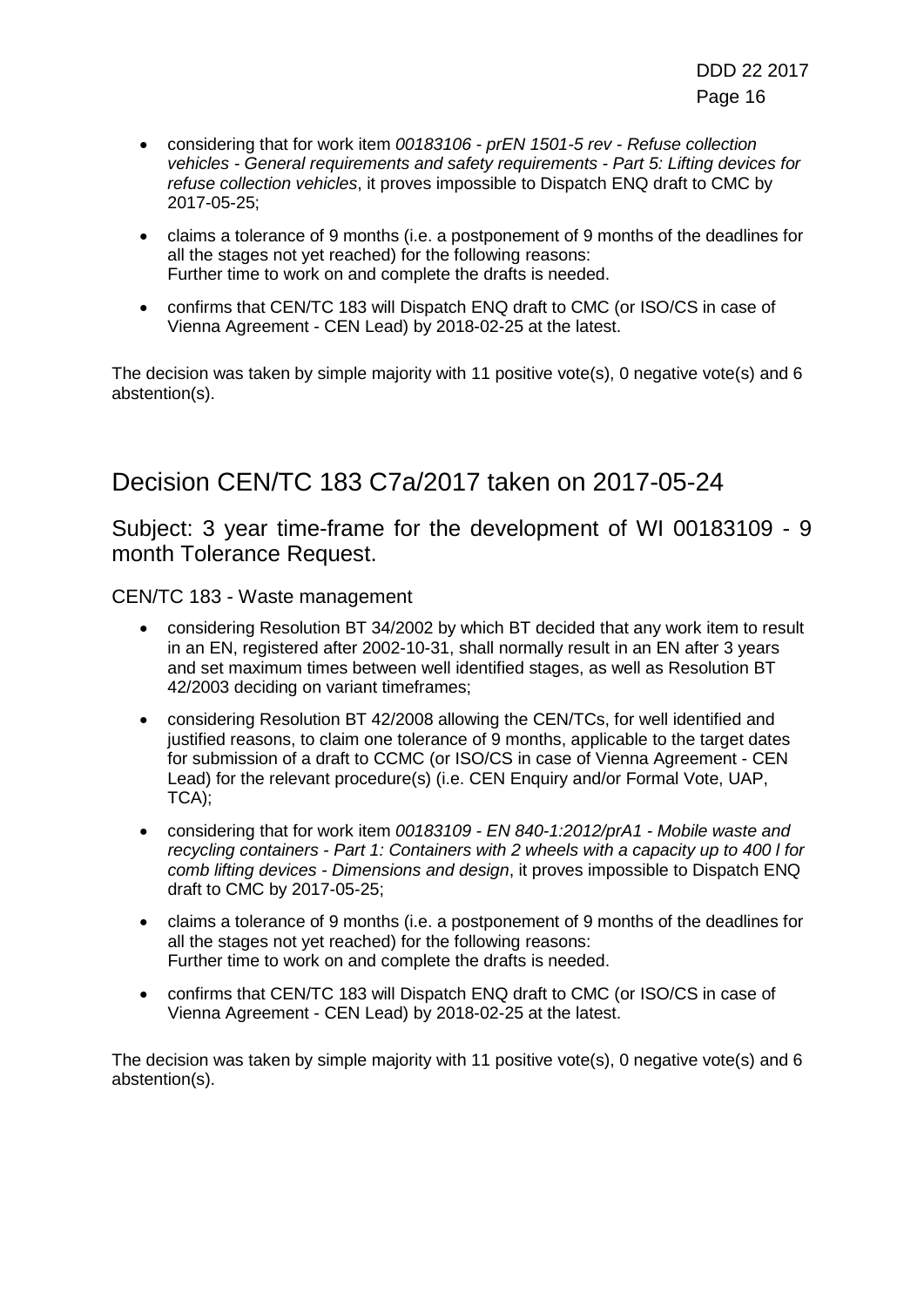- considering that for work item *00183106 - prEN 1501-5 rev - Refuse collection vehicles - General requirements and safety requirements - Part 5: Lifting devices for refuse collection vehicles*, it proves impossible to Dispatch ENQ draft to CMC by 2017-05-25;
- claims a tolerance of 9 months (i.e. a postponement of 9 months of the deadlines for all the stages not yet reached) for the following reasons:
  Further time to work on and complete the drafts is needed.
- confirms that CEN/TC 183 will Dispatch ENQ draft to CMC (or ISO/CS in case of Vienna Agreement - CEN Lead) by 2018-02-25 at the latest.

The decision was taken by simple majority with 11 positive vote(s), 0 negative vote(s) and 6 abstention(s).

# Decision CEN/TC 183 C7a/2017 taken on 2017-05-24

## Subject: 3 year time-frame for the development of WI 00183109 - 9 month Tolerance Request.

### CEN/TC 183 - Waste management

- considering Resolution BT 34/2002 by which BT decided that any work item to result in an EN, registered after 2002-10-31, shall normally result in an EN after 3 years and set maximum times between well identified stages, as well as Resolution BT 42/2003 deciding on variant timeframes;
- considering Resolution BT 42/2008 allowing the CEN/TCs, for well identified and justified reasons, to claim one tolerance of 9 months, applicable to the target dates for submission of a draft to CCMC (or ISO/CS in case of Vienna Agreement - CEN Lead) for the relevant procedure(s) (i.e. CEN Enquiry and/or Formal Vote, UAP, TCA);
- considering that for work item *00183109 - EN 840-1:2012/prA1 - Mobile waste and recycling containers - Part 1: Containers with 2 wheels with a capacity up to 400 l for comb lifting devices - Dimensions and design*, it proves impossible to Dispatch ENQ draft to CMC by 2017-05-25;
- claims a tolerance of 9 months (i.e. a postponement of 9 months of the deadlines for all the stages not yet reached) for the following reasons:
  Further time to work on and complete the drafts is needed.
- confirms that CEN/TC 183 will Dispatch ENQ draft to CMC (or ISO/CS in case of Vienna Agreement - CEN Lead) by 2018-02-25 at the latest.

The decision was taken by simple majority with 11 positive vote(s), 0 negative vote(s) and 6 abstention(s).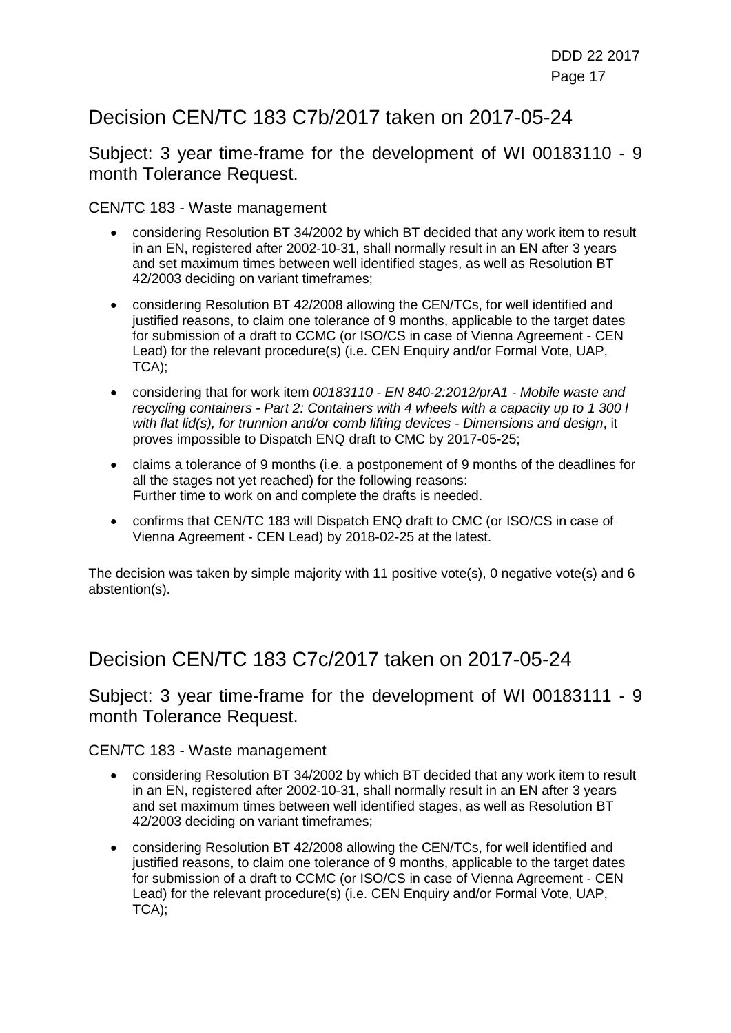# Decision CEN/TC 183 C7b/2017 taken on 2017-05-24

## Subject: 3 year time-frame for the development of WI 00183110 - 9 month Tolerance Request.

CEN/TC 183 - Waste management

- considering Resolution BT 34/2002 by which BT decided that any work item to result in an EN, registered after 2002-10-31, shall normally result in an EN after 3 years and set maximum times between well identified stages, as well as Resolution BT 42/2003 deciding on variant timeframes;
- considering Resolution BT 42/2008 allowing the CEN/TCs, for well identified and justified reasons, to claim one tolerance of 9 months, applicable to the target dates for submission of a draft to CCMC (or ISO/CS in case of Vienna Agreement - CEN Lead) for the relevant procedure(s) (i.e. CEN Enquiry and/or Formal Vote, UAP, TCA);
- considering that for work item *00183110 - EN 840-2:2012/prA1 - Mobile waste and recycling containers - Part 2: Containers with 4 wheels with a capacity up to 1 300 l with flat lid(s), for trunnion and/or comb lifting devices - Dimensions and design*, it proves impossible to Dispatch ENQ draft to CMC by 2017-05-25;
- claims a tolerance of 9 months (i.e. a postponement of 9 months of the deadlines for all the stages not yet reached) for the following reasons:
  Further time to work on and complete the drafts is needed.
- confirms that CEN/TC 183 will Dispatch ENQ draft to CMC (or ISO/CS in case of Vienna Agreement - CEN Lead) by 2018-02-25 at the latest.

The decision was taken by simple majority with 11 positive vote(s), 0 negative vote(s) and 6 abstention(s).

# Decision CEN/TC 183 C7c/2017 taken on 2017-05-24

## Subject: 3 year time-frame for the development of WI 00183111 - 9 month Tolerance Request.

CEN/TC 183 - Waste management

- considering Resolution BT 34/2002 by which BT decided that any work item to result in an EN, registered after 2002-10-31, shall normally result in an EN after 3 years and set maximum times between well identified stages, as well as Resolution BT 42/2003 deciding on variant timeframes;
- considering Resolution BT 42/2008 allowing the CEN/TCs, for well identified and justified reasons, to claim one tolerance of 9 months, applicable to the target dates for submission of a draft to CCMC (or ISO/CS in case of Vienna Agreement - CEN Lead) for the relevant procedure(s) (i.e. CEN Enquiry and/or Formal Vote, UAP, TCA);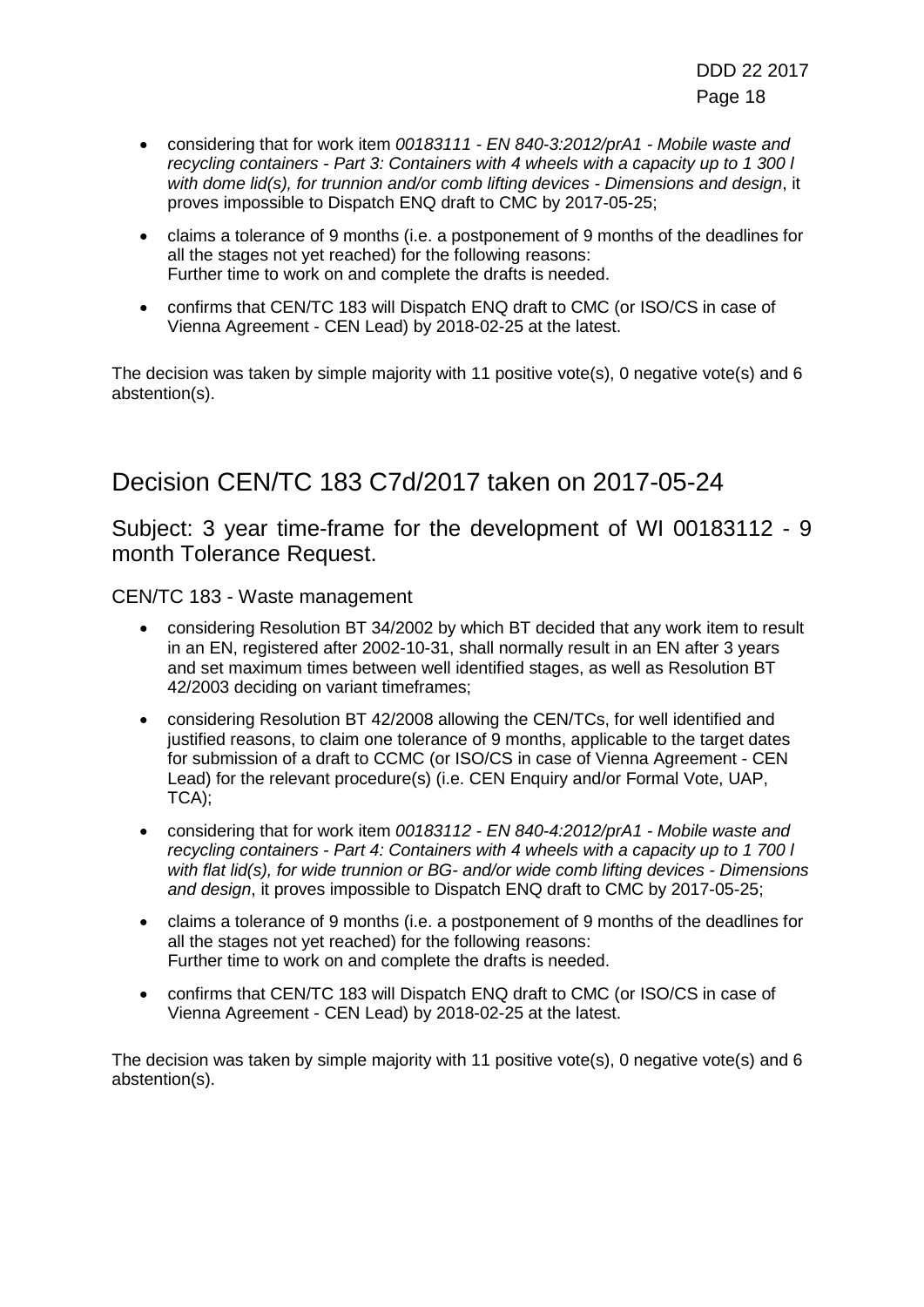- considering that for work item *00183111 - EN 840-3:2012/prA1 - Mobile waste and recycling containers - Part 3: Containers with 4 wheels with a capacity up to 1 300 l with dome lid(s), for trunnion and/or comb lifting devices - Dimensions and design*, it proves impossible to Dispatch ENQ draft to CMC by 2017-05-25;
- claims a tolerance of 9 months (i.e. a postponement of 9 months of the deadlines for all the stages not yet reached) for the following reasons:
  Further time to work on and complete the drafts is needed.
- confirms that CEN/TC 183 will Dispatch ENQ draft to CMC (or ISO/CS in case of Vienna Agreement - CEN Lead) by 2018-02-25 at the latest.

The decision was taken by simple majority with 11 positive vote(s), 0 negative vote(s) and 6 abstention(s).

# Decision CEN/TC 183 C7d/2017 taken on 2017-05-24

## Subject: 3 year time-frame for the development of WI 00183112 - 9 month Tolerance Request.

CEN/TC 183 - Waste management

- considering Resolution BT 34/2002 by which BT decided that any work item to result in an EN, registered after 2002-10-31, shall normally result in an EN after 3 years and set maximum times between well identified stages, as well as Resolution BT 42/2003 deciding on variant timeframes;
- considering Resolution BT 42/2008 allowing the CEN/TCs, for well identified and justified reasons, to claim one tolerance of 9 months, applicable to the target dates for submission of a draft to CCMC (or ISO/CS in case of Vienna Agreement - CEN Lead) for the relevant procedure(s) (i.e. CEN Enquiry and/or Formal Vote, UAP, TCA);
- considering that for work item *00183112 - EN 840-4:2012/prA1 - Mobile waste and recycling containers - Part 4: Containers with 4 wheels with a capacity up to 1 700 l with flat lid(s), for wide trunnion or BG- and/or wide comb lifting devices - Dimensions and design*, it proves impossible to Dispatch ENQ draft to CMC by 2017-05-25;
- claims a tolerance of 9 months (i.e. a postponement of 9 months of the deadlines for all the stages not yet reached) for the following reasons:
  Further time to work on and complete the drafts is needed.
- confirms that CEN/TC 183 will Dispatch ENQ draft to CMC (or ISO/CS in case of Vienna Agreement - CEN Lead) by 2018-02-25 at the latest.

The decision was taken by simple majority with 11 positive vote(s), 0 negative vote(s) and 6 abstention(s).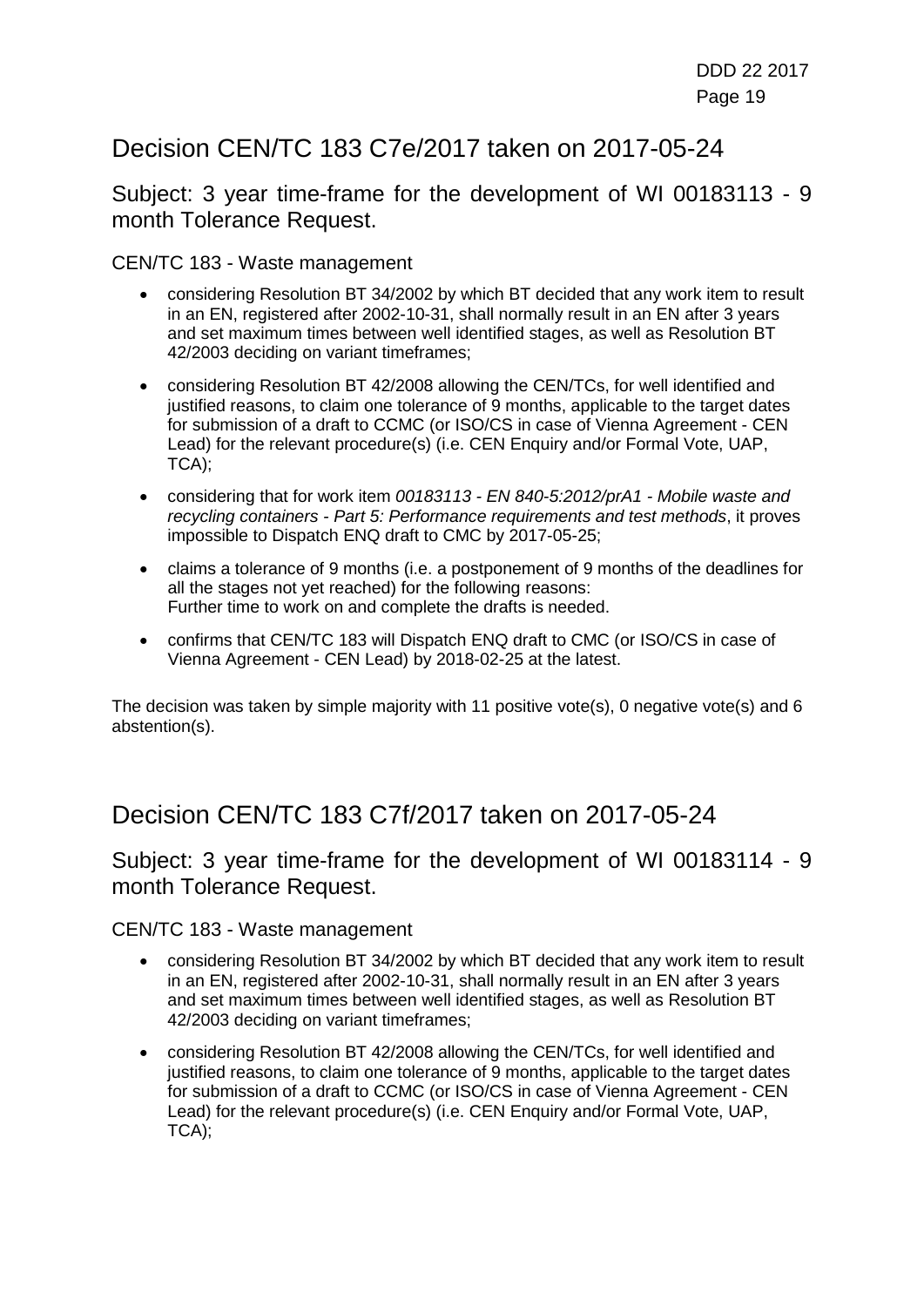# Decision CEN/TC 183 C7e/2017 taken on 2017-05-24

## Subject: 3 year time-frame for the development of WI 00183113 - 9 month Tolerance Request.

CEN/TC 183 - Waste management

- considering Resolution BT 34/2002 by which BT decided that any work item to result in an EN, registered after 2002-10-31, shall normally result in an EN after 3 years and set maximum times between well identified stages, as well as Resolution BT 42/2003 deciding on variant timeframes;
- considering Resolution BT 42/2008 allowing the CEN/TCs, for well identified and justified reasons, to claim one tolerance of 9 months, applicable to the target dates for submission of a draft to CCMC (or ISO/CS in case of Vienna Agreement - CEN Lead) for the relevant procedure(s) (i.e. CEN Enquiry and/or Formal Vote, UAP, TCA);
- considering that for work item *00183113 - EN 840-5:2012/prA1 - Mobile waste and recycling containers - Part 5: Performance requirements and test methods*, it proves impossible to Dispatch ENQ draft to CMC by 2017-05-25;
- claims a tolerance of 9 months (i.e. a postponement of 9 months of the deadlines for all the stages not yet reached) for the following reasons:
  Further time to work on and complete the drafts is needed.
- confirms that CEN/TC 183 will Dispatch ENQ draft to CMC (or ISO/CS in case of Vienna Agreement - CEN Lead) by 2018-02-25 at the latest.

The decision was taken by simple majority with 11 positive vote(s), 0 negative vote(s) and 6 abstention(s).

# Decision CEN/TC 183 C7f/2017 taken on 2017-05-24

## Subject: 3 year time-frame for the development of WI 00183114 - 9 month Tolerance Request.

CEN/TC 183 - Waste management

- considering Resolution BT 34/2002 by which BT decided that any work item to result in an EN, registered after 2002-10-31, shall normally result in an EN after 3 years and set maximum times between well identified stages, as well as Resolution BT 42/2003 deciding on variant timeframes;
- considering Resolution BT 42/2008 allowing the CEN/TCs, for well identified and justified reasons, to claim one tolerance of 9 months, applicable to the target dates for submission of a draft to CCMC (or ISO/CS in case of Vienna Agreement - CEN Lead) for the relevant procedure(s) (i.e. CEN Enquiry and/or Formal Vote, UAP, TCA);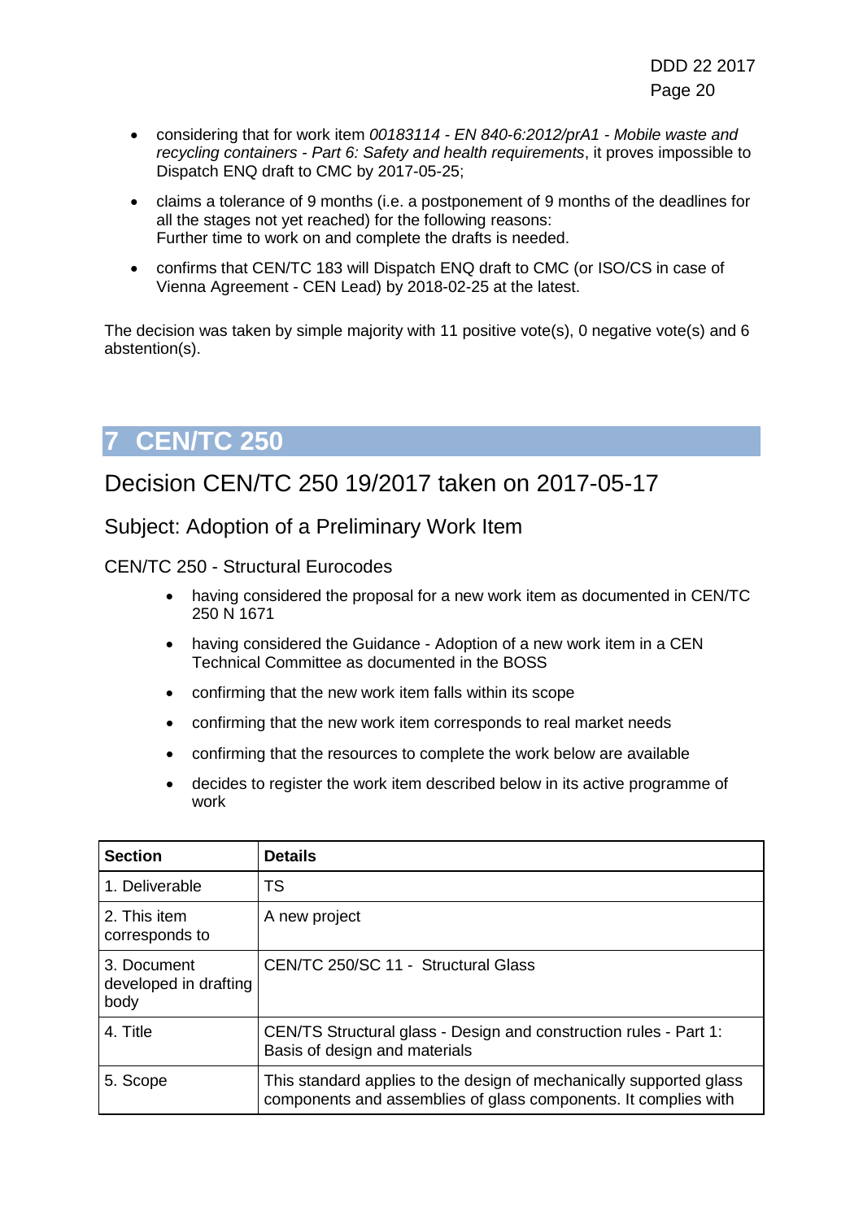- considering that for work item *00183114 - EN 840-6:2012/prA1 - Mobile waste and recycling containers - Part 6: Safety and health requirements*, it proves impossible to Dispatch ENQ draft to CMC by 2017-05-25;
- claims a tolerance of 9 months (i.e. a postponement of 9 months of the deadlines for all the stages not yet reached) for the following reasons:
  Further time to work on and complete the drafts is needed.
- confirms that CEN/TC 183 will Dispatch ENQ draft to CMC (or ISO/CS in case of Vienna Agreement - CEN Lead) by 2018-02-25 at the latest.

The decision was taken by simple majority with 11 positive vote(s), 0 negative vote(s) and 6 abstention(s).

# 7 CEN/TC 250

## Decision CEN/TC 250 19/2017 taken on 2017-05-17

### Subject: Adoption of a Preliminary Work Item

CEN/TC 250 - Structural Eurocodes

- having considered the proposal for a new work item as documented in CEN/TC 250 N 1671
- having considered the Guidance - Adoption of a new work item in a CEN Technical Committee as documented in the BOSS
- confirming that the new work item falls within its scope
- confirming that the new work item corresponds to real market needs
- confirming that the resources to complete the work below are available
- decides to register the work item described below in its active programme of work

| Section | Details |
|---|---|
| 1. Deliverable | TS |
| 2. This item corresponds to | A new project |
| 3. Document developed in drafting body | CEN/TC 250/SC 11 - Structural Glass |
| 4. Title | CEN/TS Structural glass - Design and construction rules - Part 1: Basis of design and materials |
| 5. Scope | This standard applies to the design of mechanically supported glass components and assemblies of glass components. It complies with |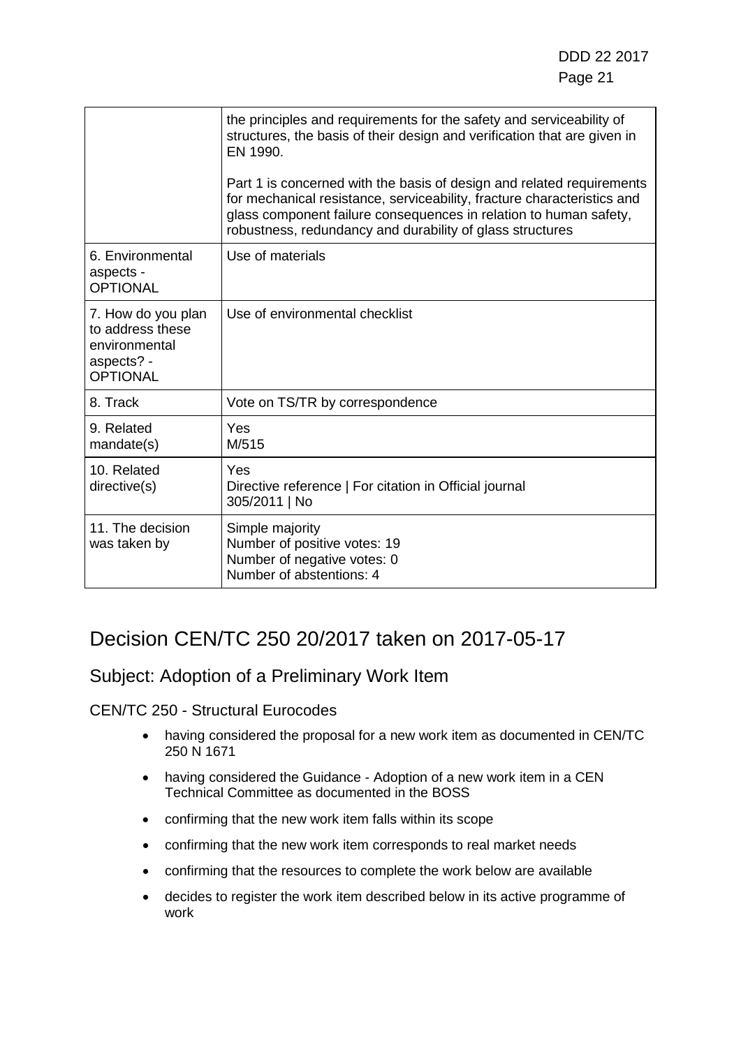| | |
|---|---|
| | the principles and requirements for the safety and serviceability of structures, the basis of their design and verification that are given in EN 1990.<br><br>Part 1 is concerned with the basis of design and related requirements for mechanical resistance, serviceability, fracture characteristics and glass component failure consequences in relation to human safety, robustness, redundancy and durability of glass structures |
| 6. Environmental aspects - OPTIONAL | Use of materials |
| 7. How do you plan to address these environmental aspects? - OPTIONAL | Use of environmental checklist |
| 8. Track | Vote on TS/TR by correspondence |
| 9. Related mandate(s) | Yes<br>M/515 |
| 10. Related directive(s) | Yes<br>Directive reference \| For citation in Official journal<br>305/2011 \| No |
| 11. The decision was taken by | Simple majority<br>Number of positive votes: 19<br>Number of negative votes: 0<br>Number of abstentions: 4 |

# Decision CEN/TC 250 20/2017 taken on 2017-05-17

## Subject: Adoption of a Preliminary Work Item

### CEN/TC 250 - Structural Eurocodes

- having considered the proposal for a new work item as documented in CEN/TC 250 N 1671
- having considered the Guidance - Adoption of a new work item in a CEN Technical Committee as documented in the BOSS
- confirming that the new work item falls within its scope
- confirming that the new work item corresponds to real market needs
- confirming that the resources to complete the work below are available
- decides to register the work item described below in its active programme of work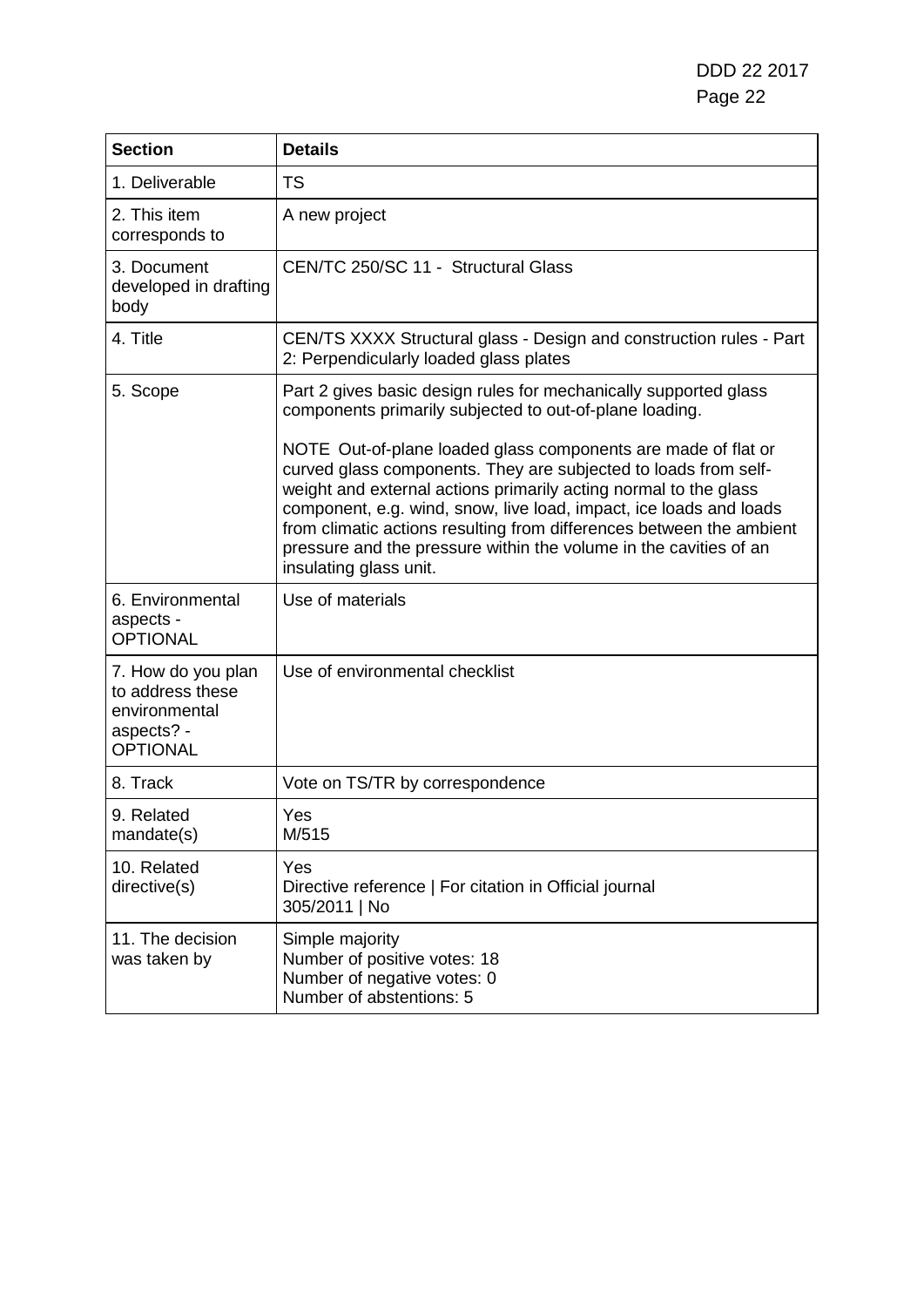| Section | Details |
|---|---|
| 1. Deliverable | TS |
| 2. This item corresponds to | A new project |
| 3. Document developed in drafting body | CEN/TC 250/SC 11 - Structural Glass |
| 4. Title | CEN/TS XXXX Structural glass - Design and construction rules - Part 2: Perpendicularly loaded glass plates |
| 5. Scope | Part 2 gives basic design rules for mechanically supported glass components primarily subjected to out-of-plane loading.<br><br>NOTE Out-of-plane loaded glass components are made of flat or curved glass components. They are subjected to loads from self-weight and external actions primarily acting normal to the glass component, e.g. wind, snow, live load, impact, ice loads and loads from climatic actions resulting from differences between the ambient pressure and the pressure within the volume in the cavities of an insulating glass unit. |
| 6. Environmental aspects - OPTIONAL | Use of materials |
| 7. How do you plan to address these environmental aspects? - OPTIONAL | Use of environmental checklist |
| 8. Track | Vote on TS/TR by correspondence |
| 9. Related mandate(s) | Yes<br>M/515 |
| 10. Related directive(s) | Yes<br>Directive reference \| For citation in Official journal<br>305/2011 \| No |
| 11. The decision was taken by | Simple majority<br>Number of positive votes: 18<br>Number of negative votes: 0<br>Number of abstentions: 5 |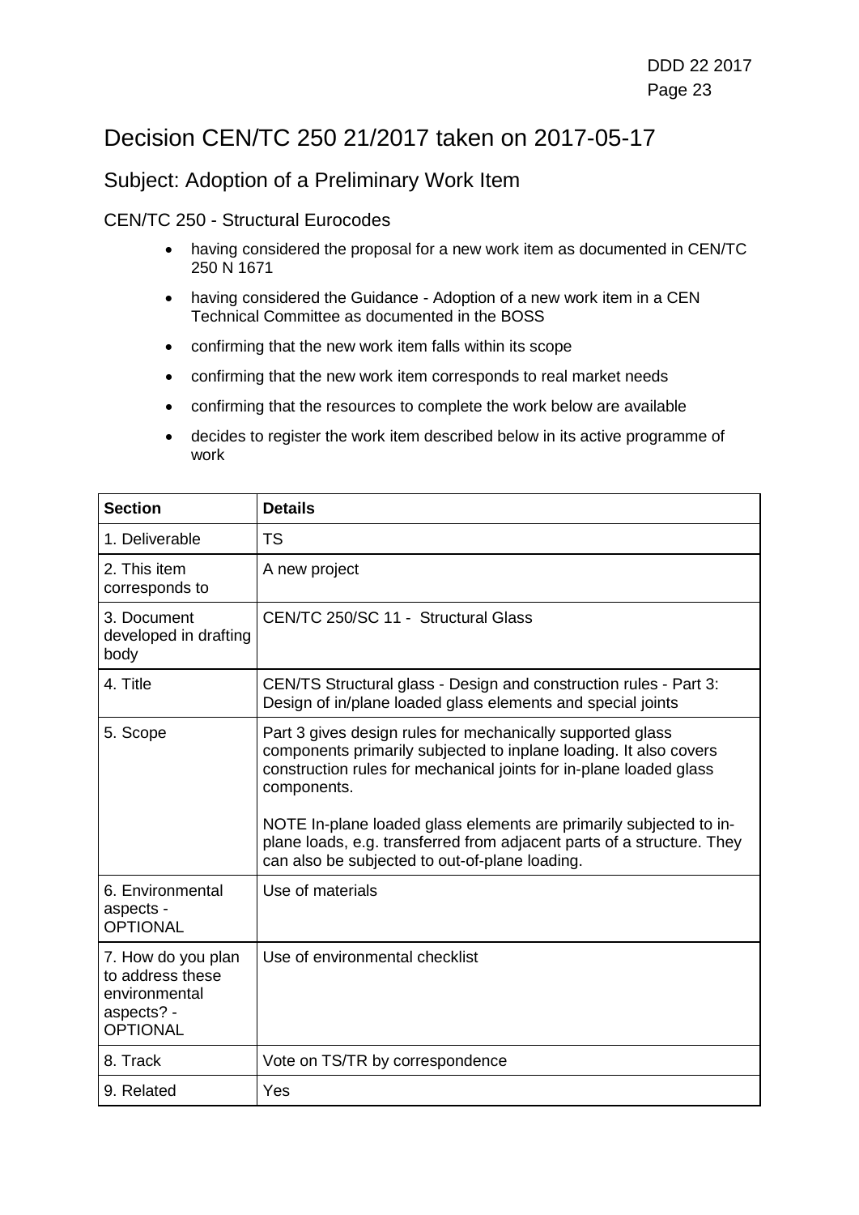# Decision CEN/TC 250 21/2017 taken on 2017-05-17

## Subject: Adoption of a Preliminary Work Item

CEN/TC 250 - Structural Eurocodes

- having considered the proposal for a new work item as documented in CEN/TC 250 N 1671
- having considered the Guidance - Adoption of a new work item in a CEN Technical Committee as documented in the BOSS
- confirming that the new work item falls within its scope
- confirming that the new work item corresponds to real market needs
- confirming that the resources to complete the work below are available
- decides to register the work item described below in its active programme of work

| **Section** | **Details** |
| --- | --- |
| 1. Deliverable | TS |
| 2. This item corresponds to | A new project |
| 3. Document developed in drafting body | CEN/TC 250/SC 11 - Structural Glass |
| 4. Title | CEN/TS Structural glass - Design and construction rules - Part 3: Design of in/plane loaded glass elements and special joints |
| 5. Scope | Part 3 gives design rules for mechanically supported glass components primarily subjected to inplane loading. It also covers construction rules for mechanical joints for in-plane loaded glass components.<br><br>NOTE In-plane loaded glass elements are primarily subjected to in-plane loads, e.g. transferred from adjacent parts of a structure. They can also be subjected to out-of-plane loading. |
| 6. Environmental aspects - OPTIONAL | Use of materials |
| 7. How do you plan to address these environmental aspects? - OPTIONAL | Use of environmental checklist |
| 8. Track | Vote on TS/TR by correspondence |
| 9. Related | Yes |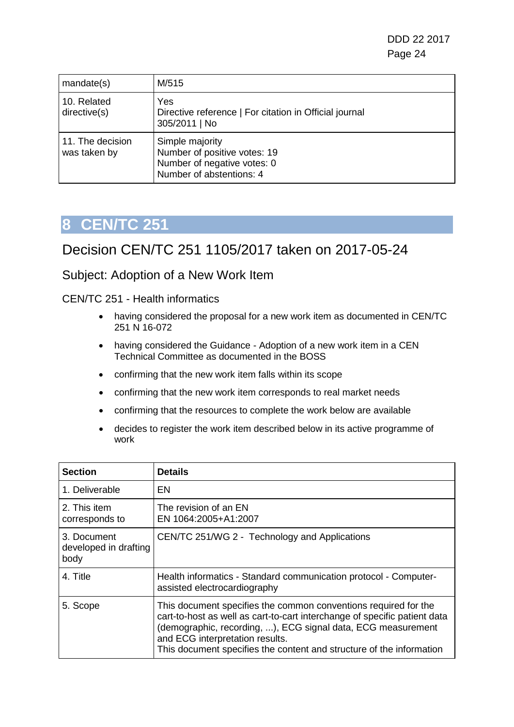| mandate(s) | M/515 |
|---|---|
| 10. Related directive(s) | Yes<br>Directive reference \| For citation in Official journal<br>305/2011 \| No |
| 11. The decision was taken by | Simple majority<br>Number of positive votes: 19<br>Number of negative votes: 0<br>Number of abstentions: 4 |

# 8 CEN/TC 251

## Decision CEN/TC 251 1105/2017 taken on 2017-05-24

### Subject: Adoption of a New Work Item

CEN/TC 251 - Health informatics

- having considered the proposal for a new work item as documented in CEN/TC 251 N 16-072
- having considered the Guidance - Adoption of a new work item in a CEN Technical Committee as documented in the BOSS
- confirming that the new work item falls within its scope
- confirming that the new work item corresponds to real market needs
- confirming that the resources to complete the work below are available
- decides to register the work item described below in its active programme of work

| Section | Details |
|---|---|
| 1. Deliverable | EN |
| 2. This item corresponds to | The revision of an EN<br>EN 1064:2005+A1:2007 |
| 3. Document developed in drafting body | CEN/TC 251/WG 2 - Technology and Applications |
| 4. Title | Health informatics - Standard communication protocol - Computer-assisted electrocardiography |
| 5. Scope | This document specifies the common conventions required for the cart-to-host as well as cart-to-cart interchange of specific patient data (demographic, recording, ...), ECG signal data, ECG measurement and ECG interpretation results.<br>This document specifies the content and structure of the information |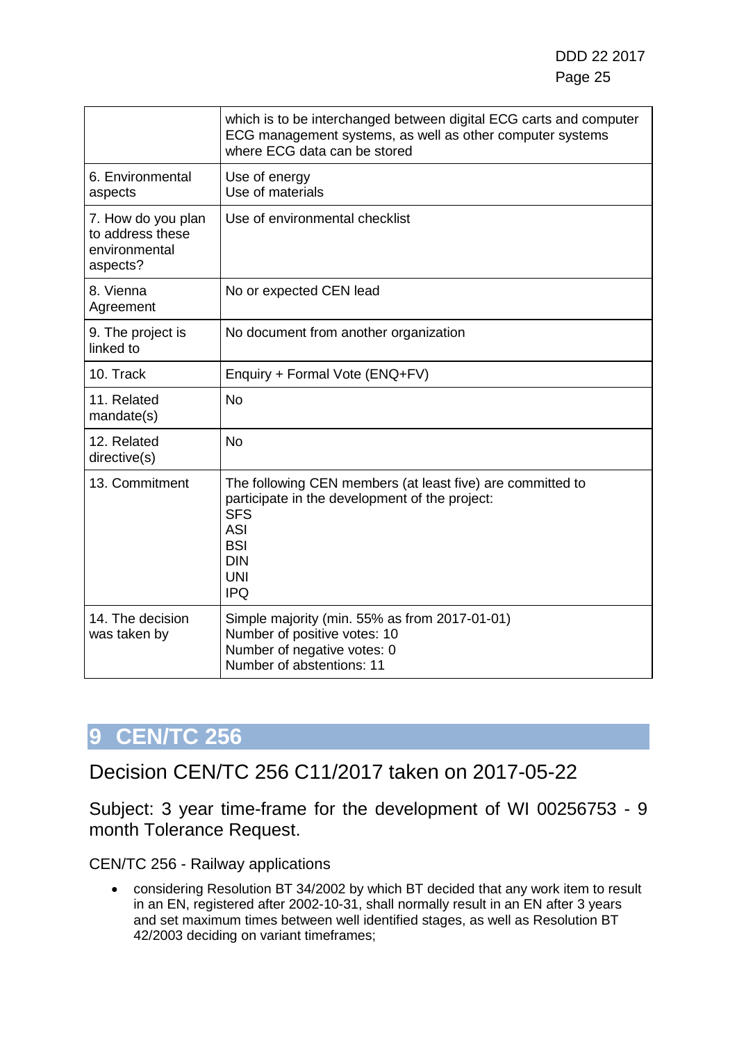| | |
|---|---|
| | which is to be interchanged between digital ECG carts and computer ECG management systems, as well as other computer systems where ECG data can be stored |
| 6. Environmental aspects | Use of energy<br>Use of materials |
| 7. How do you plan to address these environmental aspects? | Use of environmental checklist |
| 8. Vienna Agreement | No or expected CEN lead |
| 9. The project is linked to | No document from another organization |
| 10. Track | Enquiry + Formal Vote (ENQ+FV) |
| 11. Related mandate(s) | No |
| 12. Related directive(s) | No |
| 13. Commitment | The following CEN members (at least five) are committed to participate in the development of the project:<br>SFS<br>ASI<br>BSI<br>DIN<br>UNI<br>IPQ |
| 14. The decision was taken by | Simple majority (min. 55% as from 2017-01-01)<br>Number of positive votes: 10<br>Number of negative votes: 0<br>Number of abstentions: 11 |

# 9 CEN/TC 256

## Decision CEN/TC 256 C11/2017 taken on 2017-05-22

Subject: 3 year time-frame for the development of WI 00256753 - 9 month Tolerance Request.

CEN/TC 256 - Railway applications

- considering Resolution BT 34/2002 by which BT decided that any work item to result in an EN, registered after 2002-10-31, shall normally result in an EN after 3 years and set maximum times between well identified stages, as well as Resolution BT 42/2003 deciding on variant timeframes;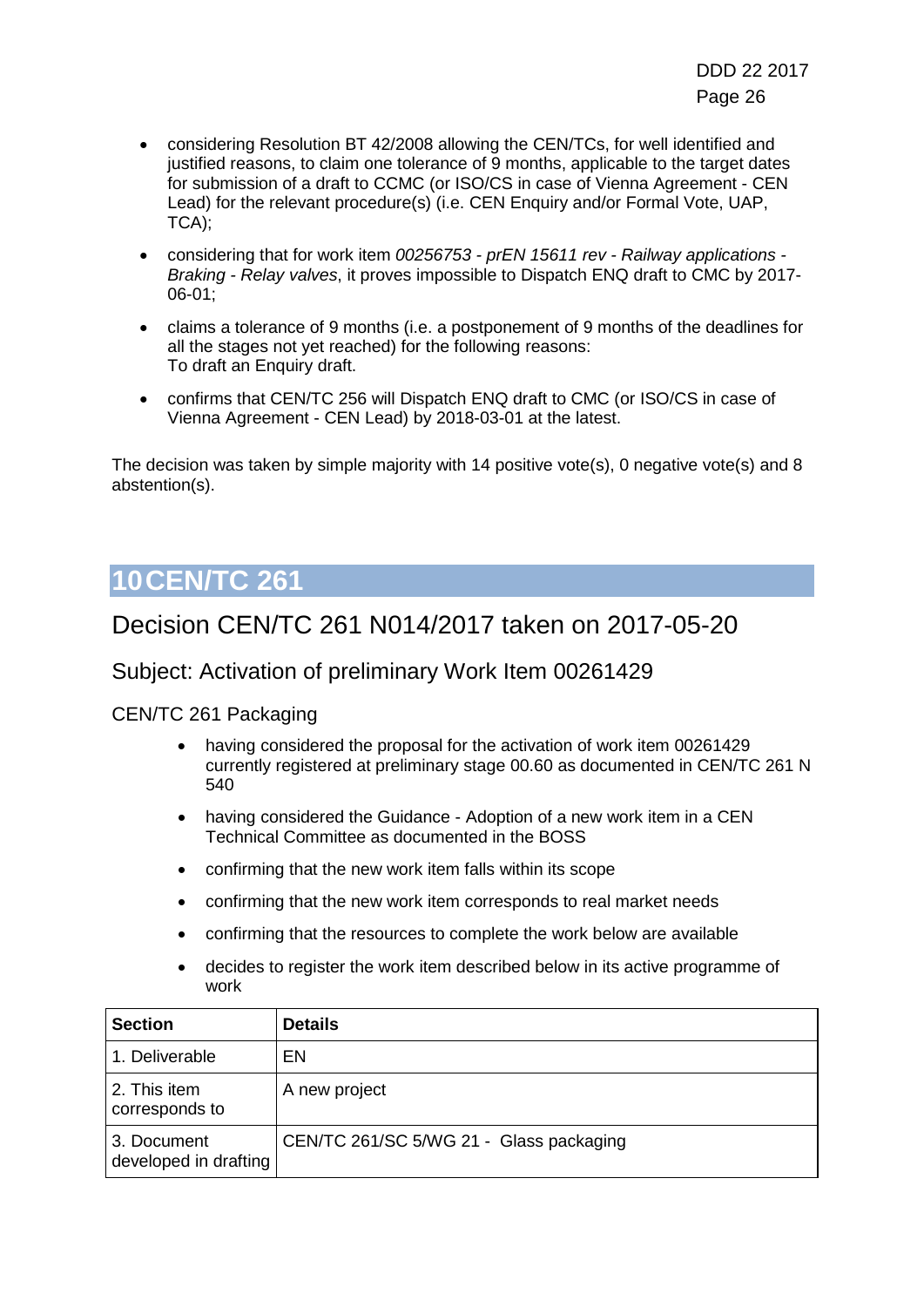- considering Resolution BT 42/2008 allowing the CEN/TCs, for well identified and justified reasons, to claim one tolerance of 9 months, applicable to the target dates for submission of a draft to CCMC (or ISO/CS in case of Vienna Agreement - CEN Lead) for the relevant procedure(s) (i.e. CEN Enquiry and/or Formal Vote, UAP, TCA);
- considering that for work item *00256753 - prEN 15611 rev - Railway applications - Braking - Relay valves*, it proves impossible to Dispatch ENQ draft to CMC by 2017-06-01;
- claims a tolerance of 9 months (i.e. a postponement of 9 months of the deadlines for all the stages not yet reached) for the following reasons:
  To draft an Enquiry draft.
- confirms that CEN/TC 256 will Dispatch ENQ draft to CMC (or ISO/CS in case of Vienna Agreement - CEN Lead) by 2018-03-01 at the latest.

The decision was taken by simple majority with 14 positive vote(s), 0 negative vote(s) and 8 abstention(s).

# 10 CEN/TC 261

## Decision CEN/TC 261 N014/2017 taken on 2017-05-20

### Subject: Activation of preliminary Work Item 00261429

CEN/TC 261 Packaging

- having considered the proposal for the activation of work item 00261429 currently registered at preliminary stage 00.60 as documented in CEN/TC 261 N 540
- having considered the Guidance - Adoption of a new work item in a CEN Technical Committee as documented in the BOSS
- confirming that the new work item falls within its scope
- confirming that the new work item corresponds to real market needs
- confirming that the resources to complete the work below are available
- decides to register the work item described below in its active programme of work

| Section | Details |
|---|---|
| 1. Deliverable | EN |
| 2. This item corresponds to | A new project |
| 3. Document developed in drafting | CEN/TC 261/SC 5/WG 21 - Glass packaging |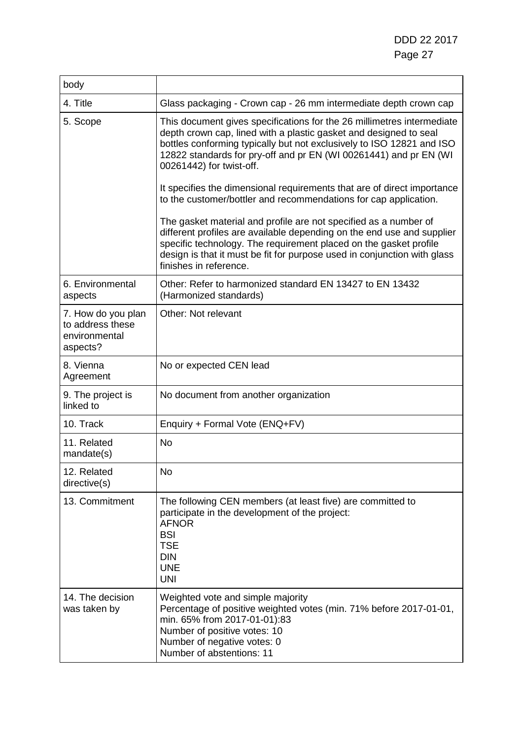| body | |
|---|---|
| 4. Title | Glass packaging - Crown cap - 26 mm intermediate depth crown cap |
| 5. Scope | This document gives specifications for the 26 millimetres intermediate depth crown cap, lined with a plastic gasket and designed to seal bottles conforming typically but not exclusively to ISO 12821 and ISO 12822 standards for pry-off and pr EN (WI 00261441) and pr EN (WI 00261442) for twist-off.<br><br>It specifies the dimensional requirements that are of direct importance to the customer/bottler and recommendations for cap application.<br><br>The gasket material and profile are not specified as a number of different profiles are available depending on the end use and supplier specific technology. The requirement placed on the gasket profile design is that it must be fit for purpose used in conjunction with glass finishes in reference. |
| 6. Environmental aspects | Other: Refer to harmonized standard EN 13427 to EN 13432 (Harmonized standards) |
| 7. How do you plan to address these environmental aspects? | Other: Not relevant |
| 8. Vienna Agreement | No or expected CEN lead |
| 9. The project is linked to | No document from another organization |
| 10. Track | Enquiry + Formal Vote (ENQ+FV) |
| 11. Related mandate(s) | No |
| 12. Related directive(s) | No |
| 13. Commitment | The following CEN members (at least five) are committed to participate in the development of the project:<br>AFNOR<br>BSI<br>TSE<br>DIN<br>UNE<br>UNI |
| 14. The decision was taken by | Weighted vote and simple majority<br>Percentage of positive weighted votes (min. 71% before 2017-01-01, min. 65% from 2017-01-01):83<br>Number of positive votes: 10<br>Number of negative votes: 0<br>Number of abstentions: 11 |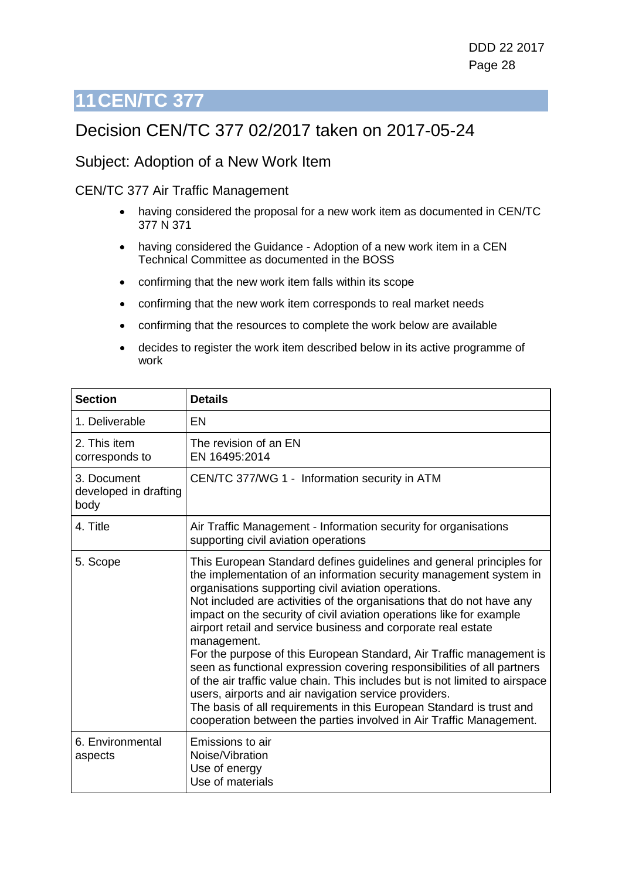# 11 CEN/TC 377

## Decision CEN/TC 377 02/2017 taken on 2017-05-24

### Subject: Adoption of a New Work Item

CEN/TC 377 Air Traffic Management

- having considered the proposal for a new work item as documented in CEN/TC 377 N 371
- having considered the Guidance - Adoption of a new work item in a CEN Technical Committee as documented in the BOSS
- confirming that the new work item falls within its scope
- confirming that the new work item corresponds to real market needs
- confirming that the resources to complete the work below are available
- decides to register the work item described below in its active programme of work

| Section | Details |
|---|---|
| 1. Deliverable | EN |
| 2. This item corresponds to | The revision of an EN<br>EN 16495:2014 |
| 3. Document developed in drafting body | CEN/TC 377/WG 1 - Information security in ATM |
| 4. Title | Air Traffic Management - Information security for organisations supporting civil aviation operations |
| 5. Scope | This European Standard defines guidelines and general principles for the implementation of an information security management system in organisations supporting civil aviation operations.<br>Not included are activities of the organisations that do not have any impact on the security of civil aviation operations like for example airport retail and service business and corporate real estate management.<br>For the purpose of this European Standard, Air Traffic management is seen as functional expression covering responsibilities of all partners of the air traffic value chain. This includes but is not limited to airspace users, airports and air navigation service providers.<br>The basis of all requirements in this European Standard is trust and cooperation between the parties involved in Air Traffic Management. |
| 6. Environmental aspects | Emissions to air<br>Noise/Vibration<br>Use of energy<br>Use of materials |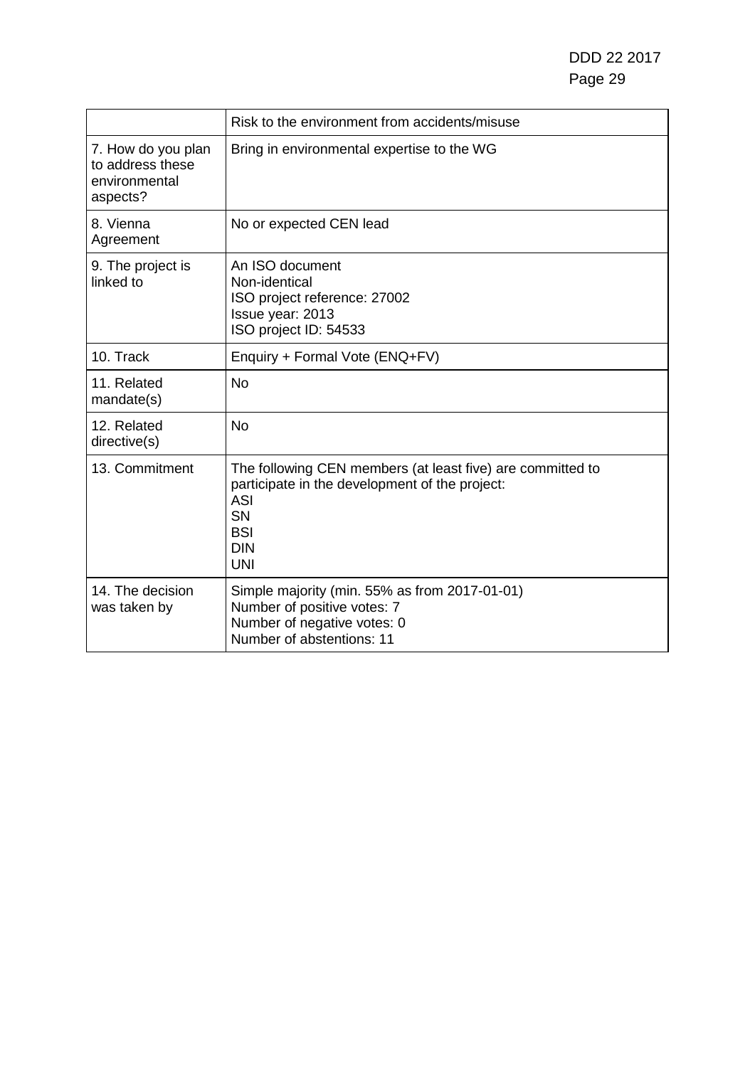| | |
|---|---|
| | Risk to the environment from accidents/misuse |
| 7. How do you plan to address these environmental aspects? | Bring in environmental expertise to the WG |
| 8. Vienna Agreement | No or expected CEN lead |
| 9. The project is linked to | An ISO document<br>Non-identical<br>ISO project reference: 27002<br>Issue year: 2013<br>ISO project ID: 54533 |
| 10. Track | Enquiry + Formal Vote (ENQ+FV) |
| 11. Related mandate(s) | No |
| 12. Related directive(s) | No |
| 13. Commitment | The following CEN members (at least five) are committed to participate in the development of the project:<br>ASI<br>SN<br>BSI<br>DIN<br>UNI |
| 14. The decision was taken by | Simple majority (min. 55% as from 2017-01-01)<br>Number of positive votes: 7<br>Number of negative votes: 0<br>Number of abstentions: 11 |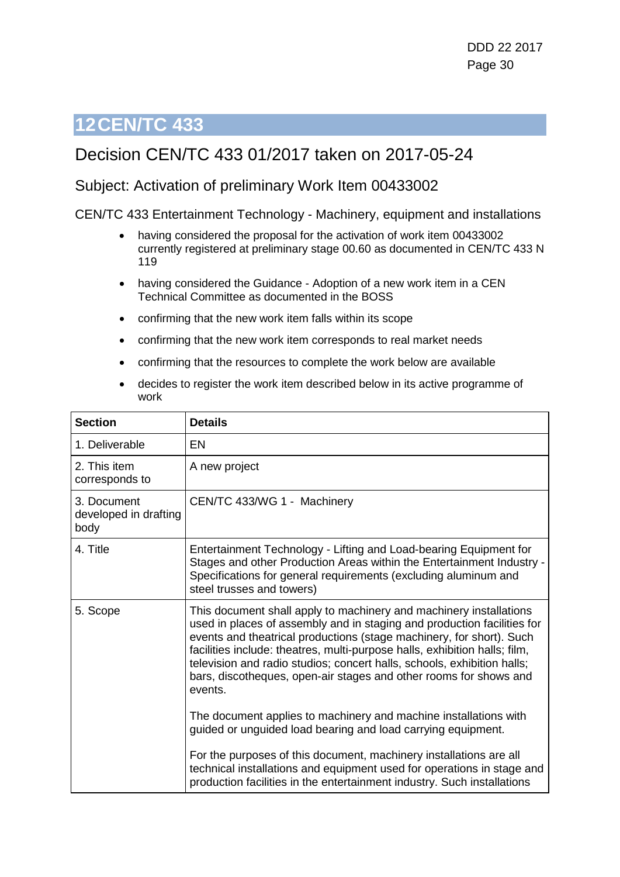# 12 CEN/TC 433

## Decision CEN/TC 433 01/2017 taken on 2017-05-24

### Subject: Activation of preliminary Work Item 00433002

CEN/TC 433 Entertainment Technology - Machinery, equipment and installations

- having considered the proposal for the activation of work item 00433002 currently registered at preliminary stage 00.60 as documented in CEN/TC 433 N 119
- having considered the Guidance - Adoption of a new work item in a CEN Technical Committee as documented in the BOSS
- confirming that the new work item falls within its scope
- confirming that the new work item corresponds to real market needs
- confirming that the resources to complete the work below are available
- decides to register the work item described below in its active programme of work

| Section | Details |
|---|---|
| 1. Deliverable | EN |
| 2. This item corresponds to | A new project |
| 3. Document developed in drafting body | CEN/TC 433/WG 1 - Machinery |
| 4. Title | Entertainment Technology - Lifting and Load-bearing Equipment for Stages and other Production Areas within the Entertainment Industry - Specifications for general requirements (excluding aluminum and steel trusses and towers) |
| 5. Scope | This document shall apply to machinery and machinery installations used in places of assembly and in staging and production facilities for events and theatrical productions (stage machinery, for short). Such facilities include: theatres, multi-purpose halls, exhibition halls; film, television and radio studios; concert halls, schools, exhibition halls; bars, discotheques, open-air stages and other rooms for shows and events.<br><br>The document applies to machinery and machine installations with guided or unguided load bearing and load carrying equipment.<br><br>For the purposes of this document, machinery installations are all technical installations and equipment used for operations in stage and production facilities in the entertainment industry. Such installations |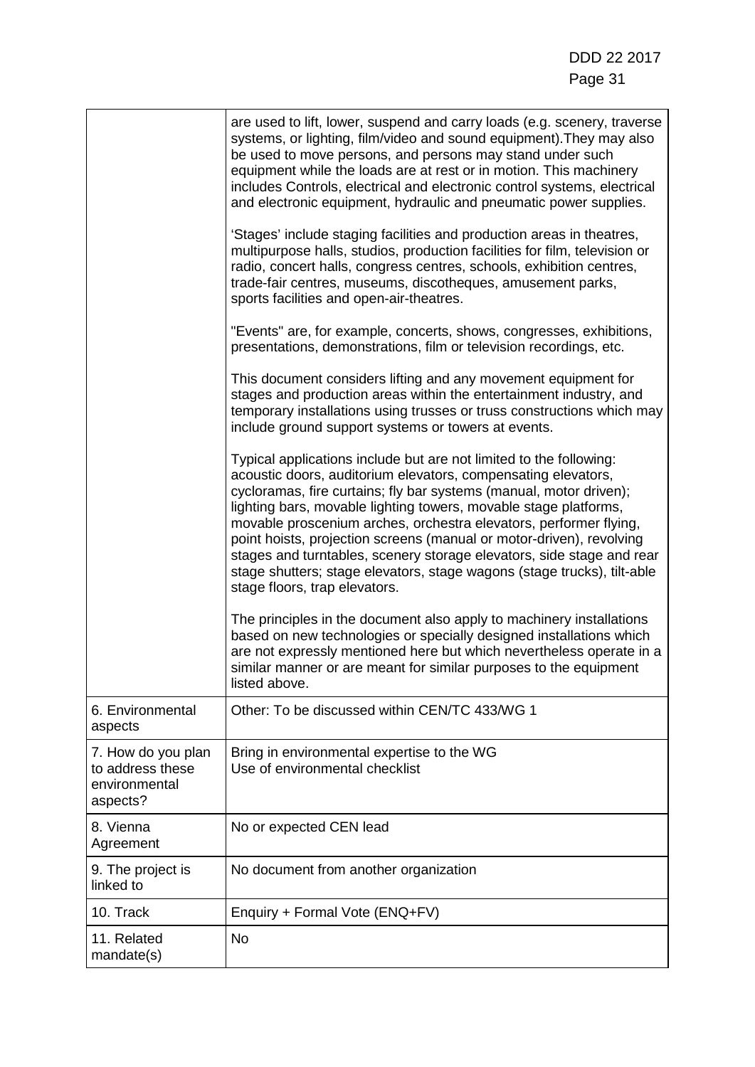| | |
|---|---|
| | are used to lift, lower, suspend and carry loads (e.g. scenery, traverse systems, or lighting, film/video and sound equipment).They may also be used to move persons, and persons may stand under such equipment while the loads are at rest or in motion. This machinery includes Controls, electrical and electronic control systems, electrical and electronic equipment, hydraulic and pneumatic power supplies.<br><br>'Stages' include staging facilities and production areas in theatres, multipurpose halls, studios, production facilities for film, television or radio, concert halls, congress centres, schools, exhibition centres, trade-fair centres, museums, discotheques, amusement parks, sports facilities and open-air-theatres.<br><br>"Events" are, for example, concerts, shows, congresses, exhibitions, presentations, demonstrations, film or television recordings, etc.<br><br>This document considers lifting and any movement equipment for stages and production areas within the entertainment industry, and temporary installations using trusses or truss constructions which may include ground support systems or towers at events.<br><br>Typical applications include but are not limited to the following: acoustic doors, auditorium elevators, compensating elevators, cycloramas, fire curtains; fly bar systems (manual, motor driven); lighting bars, movable lighting towers, movable stage platforms, movable proscenium arches, orchestra elevators, performer flying, point hoists, projection screens (manual or motor-driven), revolving stages and turntables, scenery storage elevators, side stage and rear stage shutters; stage elevators, stage wagons (stage trucks), tilt-able stage floors, trap elevators.<br><br>The principles in the document also apply to machinery installations based on new technologies or specially designed installations which are not expressly mentioned here but which nevertheless operate in a similar manner or are meant for similar purposes to the equipment listed above. |
| 6. Environmental aspects | Other: To be discussed within CEN/TC 433/WG 1 |
| 7. How do you plan to address these environmental aspects? | Bring in environmental expertise to the WG<br>Use of environmental checklist |
| 8. Vienna Agreement | No or expected CEN lead |
| 9. The project is linked to | No document from another organization |
| 10. Track | Enquiry + Formal Vote (ENQ+FV) |
| 11. Related mandate(s) | No |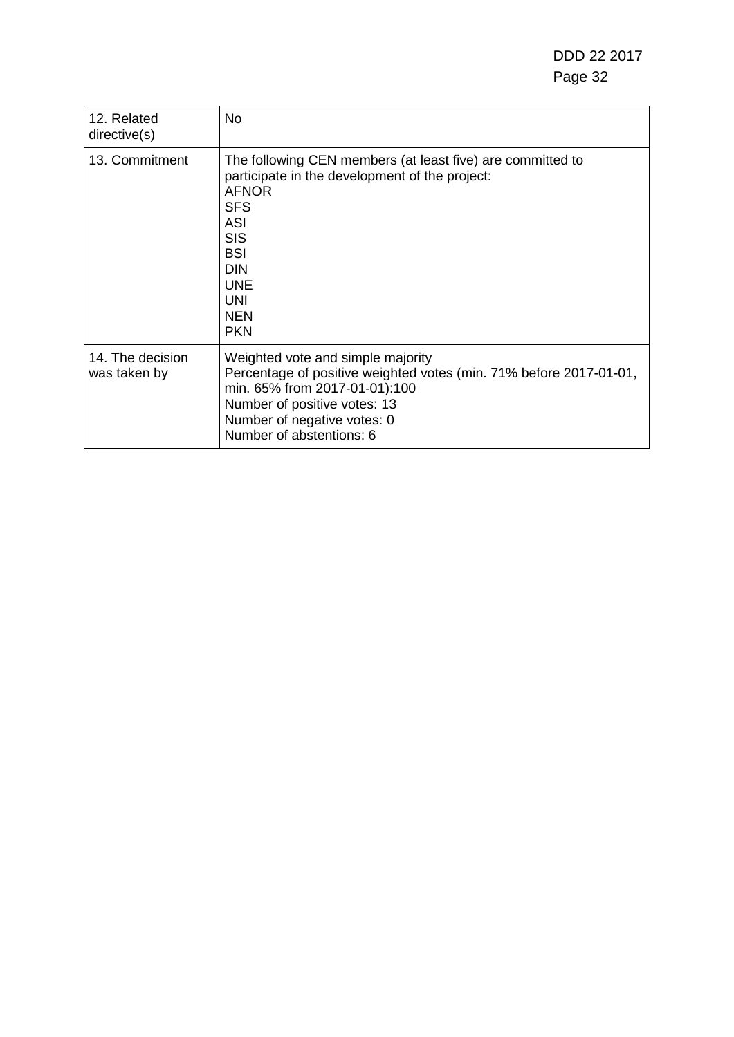| | |
|---|---|
| 12. Related directive(s) | No |
| 13. Commitment | The following CEN members (at least five) are committed to participate in the development of the project:<br>AFNOR<br>SFS<br>ASI<br>SIS<br>BSI<br>DIN<br>UNE<br>UNI<br>NEN<br>PKN |
| 14. The decision was taken by | Weighted vote and simple majority<br>Percentage of positive weighted votes (min. 71% before 2017-01-01, min. 65% from 2017-01-01):100<br>Number of positive votes: 13<br>Number of negative votes: 0<br>Number of abstentions: 6 |